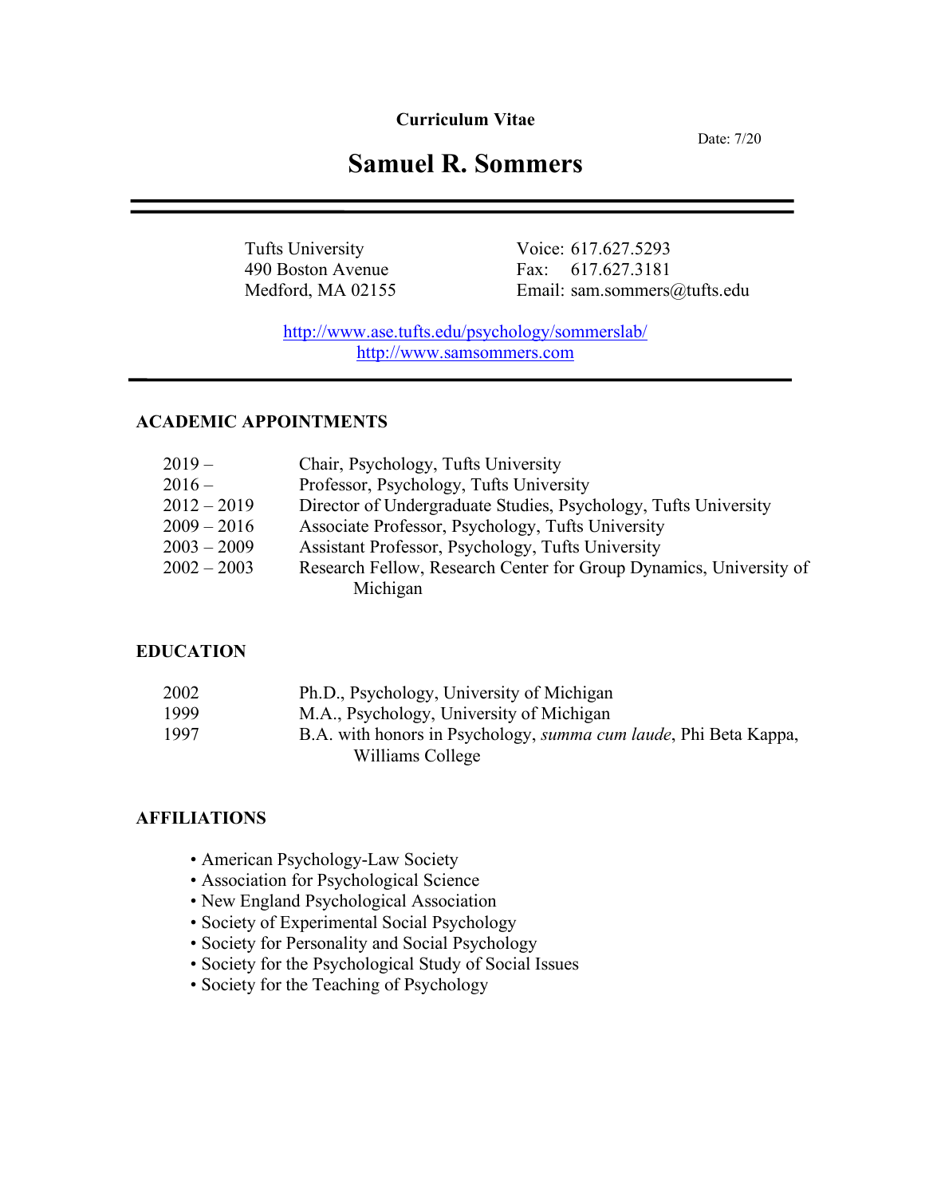**Curriculum Vitae**

Date: 7/20

# Samuel R. Sommers

Tufts University
490 Boston Avenue
Medford, MA 02155

Voice: 617.627.5293
Fax: 617.627.3181
Email: sam.sommers@tufts.edu

http://www.ase.tufts.edu/psychology/sommerslab/
http://www.samsommers.com

## ACADEMIC APPOINTMENTS

| | |
|---|---|
| 2019 – | Chair, Psychology, Tufts University |
| 2016 – | Professor, Psychology, Tufts University |
| 2012 – 2019 | Director of Undergraduate Studies, Psychology, Tufts University |
| 2009 – 2016 | Associate Professor, Psychology, Tufts University |
| 2003 – 2009 | Assistant Professor, Psychology, Tufts University |
| 2002 – 2003 | Research Fellow, Research Center for Group Dynamics, University of Michigan |

## EDUCATION

| | |
|---|---|
| 2002 | Ph.D., Psychology, University of Michigan |
| 1999 | M.A., Psychology, University of Michigan |
| 1997 | B.A. with honors in Psychology, *summa cum laude*, Phi Beta Kappa, Williams College |

## AFFILIATIONS

- American Psychology-Law Society
- Association for Psychological Science
- New England Psychological Association
- Society of Experimental Social Psychology
- Society for Personality and Social Psychology
- Society for the Psychological Study of Social Issues
- Society for the Teaching of Psychology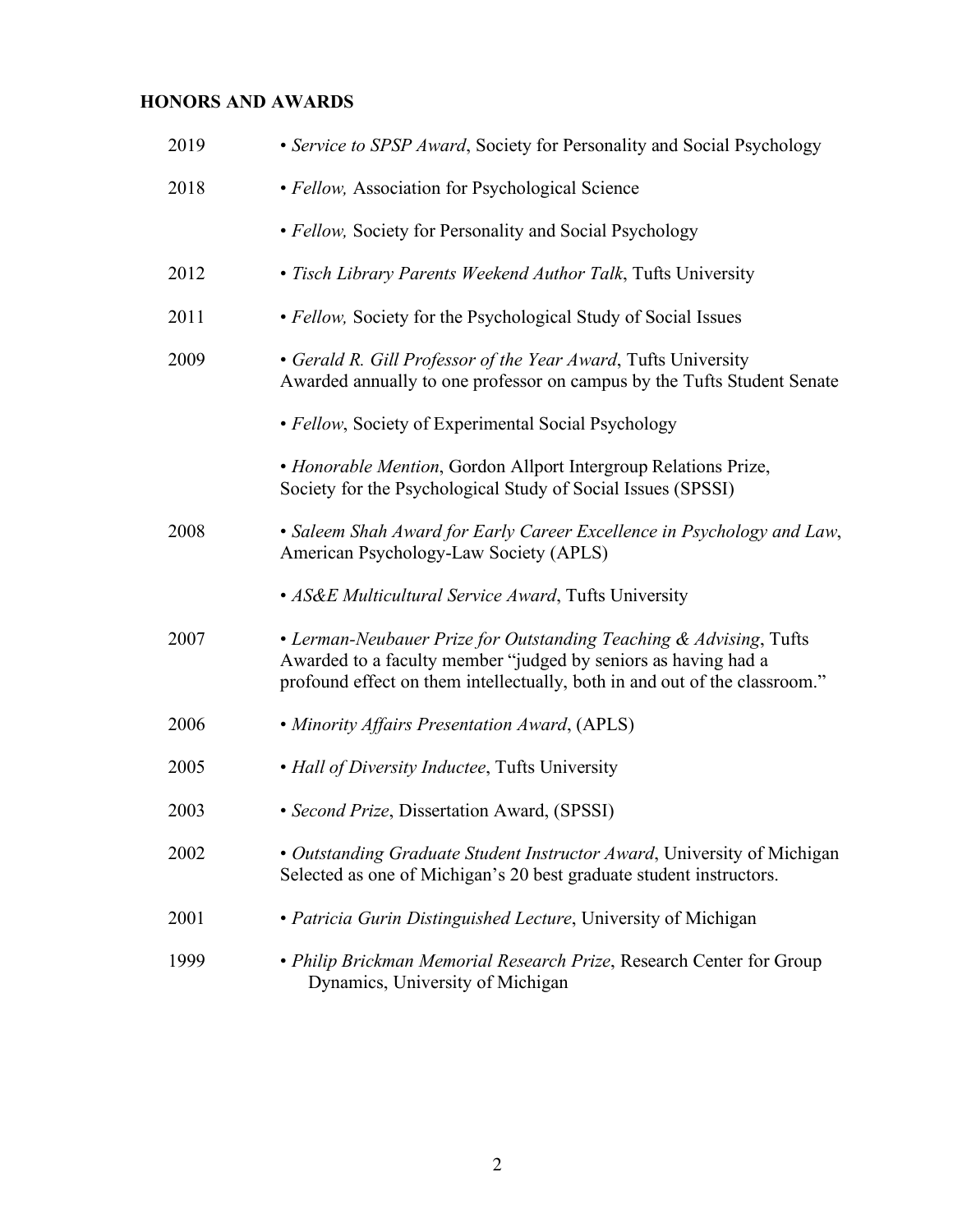**HONORS AND AWARDS**

| | |
|---|---|
| 2019 | • *Service to SPSP Award*, Society for Personality and Social Psychology |
| 2018 | • *Fellow,* Association for Psychological Science |
| | • *Fellow,* Society for Personality and Social Psychology |
| 2012 | • *Tisch Library Parents Weekend Author Talk*, Tufts University |
| 2011 | • *Fellow,* Society for the Psychological Study of Social Issues |
| 2009 | • *Gerald R. Gill Professor of the Year Award*, Tufts University<br>Awarded annually to one professor on campus by the Tufts Student Senate |
| | • *Fellow*, Society of Experimental Social Psychology |
| | • *Honorable Mention*, Gordon Allport Intergroup Relations Prize,<br>Society for the Psychological Study of Social Issues (SPSSI) |
| 2008 | • *Saleem Shah Award for Early Career Excellence in Psychology and Law*,<br>American Psychology-Law Society (APLS) |
| | • *AS&E Multicultural Service Award*, Tufts University |
| 2007 | • *Lerman-Neubauer Prize for Outstanding Teaching & Advising*, Tufts<br>Awarded to a faculty member "judged by seniors as having had a profound effect on them intellectually, both in and out of the classroom." |
| 2006 | • *Minority Affairs Presentation Award*, (APLS) |
| 2005 | • *Hall of Diversity Inductee*, Tufts University |
| 2003 | • *Second Prize*, Dissertation Award, (SPSSI) |
| 2002 | • *Outstanding Graduate Student Instructor Award*, University of Michigan<br>Selected as one of Michigan's 20 best graduate student instructors. |
| 2001 | • *Patricia Gurin Distinguished Lecture*, University of Michigan |
| 1999 | • *Philip Brickman Memorial Research Prize*, Research Center for Group Dynamics, University of Michigan |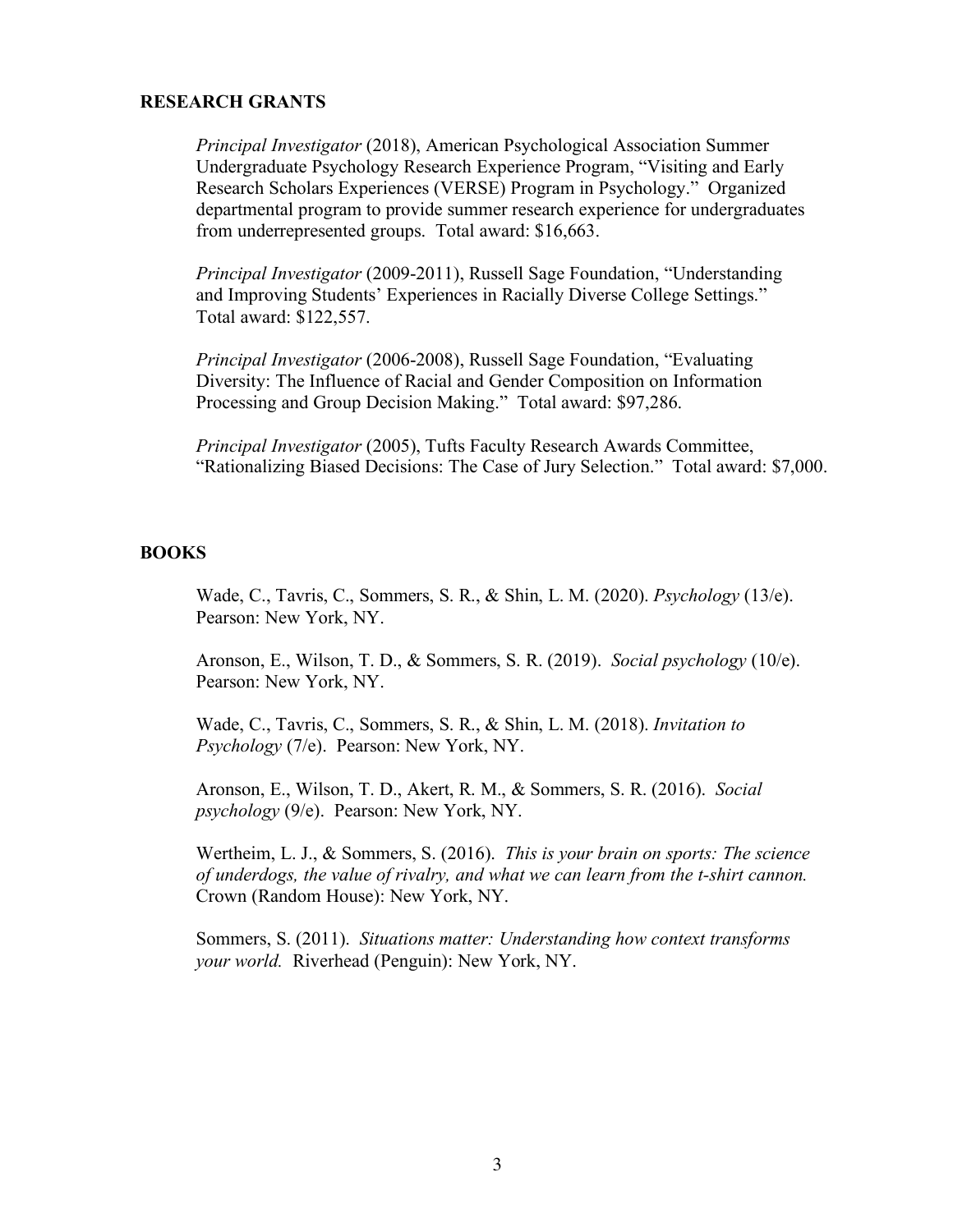## RESEARCH GRANTS

*Principal Investigator* (2018), American Psychological Association Summer Undergraduate Psychology Research Experience Program, "Visiting and Early Research Scholars Experiences (VERSE) Program in Psychology." Organized departmental program to provide summer research experience for undergraduates from underrepresented groups. Total award: $16,663.

*Principal Investigator* (2009-2011), Russell Sage Foundation, "Understanding and Improving Students' Experiences in Racially Diverse College Settings." Total award: $122,557.

*Principal Investigator* (2006-2008), Russell Sage Foundation, "Evaluating Diversity: The Influence of Racial and Gender Composition on Information Processing and Group Decision Making." Total award: $97,286.

*Principal Investigator* (2005), Tufts Faculty Research Awards Committee, "Rationalizing Biased Decisions: The Case of Jury Selection." Total award: $7,000.

## BOOKS

Wade, C., Tavris, C., Sommers, S. R., & Shin, L. M. (2020). *Psychology* (13/e). Pearson: New York, NY.

Aronson, E., Wilson, T. D., & Sommers, S. R. (2019). *Social psychology* (10/e). Pearson: New York, NY.

Wade, C., Tavris, C., Sommers, S. R., & Shin, L. M. (2018). *Invitation to Psychology* (7/e). Pearson: New York, NY.

Aronson, E., Wilson, T. D., Akert, R. M., & Sommers, S. R. (2016). *Social psychology* (9/e). Pearson: New York, NY.

Wertheim, L. J., & Sommers, S. (2016). *This is your brain on sports: The science of underdogs, the value of rivalry, and what we can learn from the t-shirt cannon.* Crown (Random House): New York, NY.

Sommers, S. (2011). *Situations matter: Understanding how context transforms your world.* Riverhead (Penguin): New York, NY.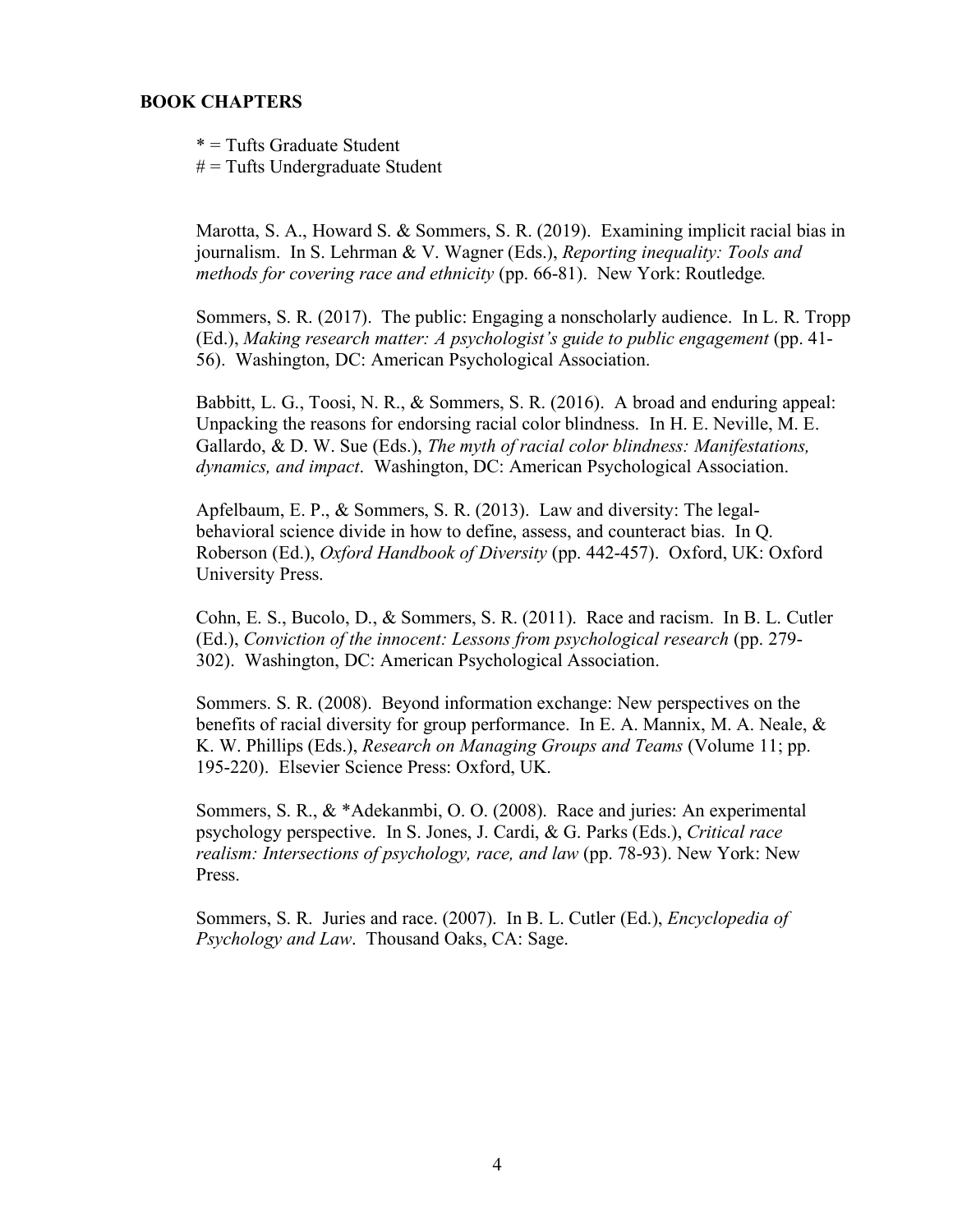## BOOK CHAPTERS

* = Tufts Graduate Student
# = Tufts Undergraduate Student

Marotta, S. A., Howard S. & Sommers, S. R. (2019). Examining implicit racial bias in journalism. In S. Lehrman & V. Wagner (Eds.), *Reporting inequality: Tools and methods for covering race and ethnicity* (pp. 66-81). New York: Routledge.

Sommers, S. R. (2017). The public: Engaging a nonscholarly audience. In L. R. Tropp (Ed.), *Making research matter: A psychologist's guide to public engagement* (pp. 41-56). Washington, DC: American Psychological Association.

Babbitt, L. G., Toosi, N. R., & Sommers, S. R. (2016). A broad and enduring appeal: Unpacking the reasons for endorsing racial color blindness. In H. E. Neville, M. E. Gallardo, & D. W. Sue (Eds.), *The myth of racial color blindness: Manifestations, dynamics, and impact*. Washington, DC: American Psychological Association.

Apfelbaum, E. P., & Sommers, S. R. (2013). Law and diversity: The legal-behavioral science divide in how to define, assess, and counteract bias. In Q. Roberson (Ed.), *Oxford Handbook of Diversity* (pp. 442-457). Oxford, UK: Oxford University Press.

Cohn, E. S., Bucolo, D., & Sommers, S. R. (2011). Race and racism. In B. L. Cutler (Ed.), *Conviction of the innocent: Lessons from psychological research* (pp. 279-302). Washington, DC: American Psychological Association.

Sommers. S. R. (2008). Beyond information exchange: New perspectives on the benefits of racial diversity for group performance. In E. A. Mannix, M. A. Neale, & K. W. Phillips (Eds.), *Research on Managing Groups and Teams* (Volume 11; pp. 195-220). Elsevier Science Press: Oxford, UK.

Sommers, S. R., & *Adekanmbi, O. O. (2008). Race and juries: An experimental psychology perspective. In S. Jones, J. Cardi, & G. Parks (Eds.), *Critical race realism: Intersections of psychology, race, and law* (pp. 78-93). New York: New Press.

Sommers, S. R. Juries and race. (2007). In B. L. Cutler (Ed.), *Encyclopedia of Psychology and Law*. Thousand Oaks, CA: Sage.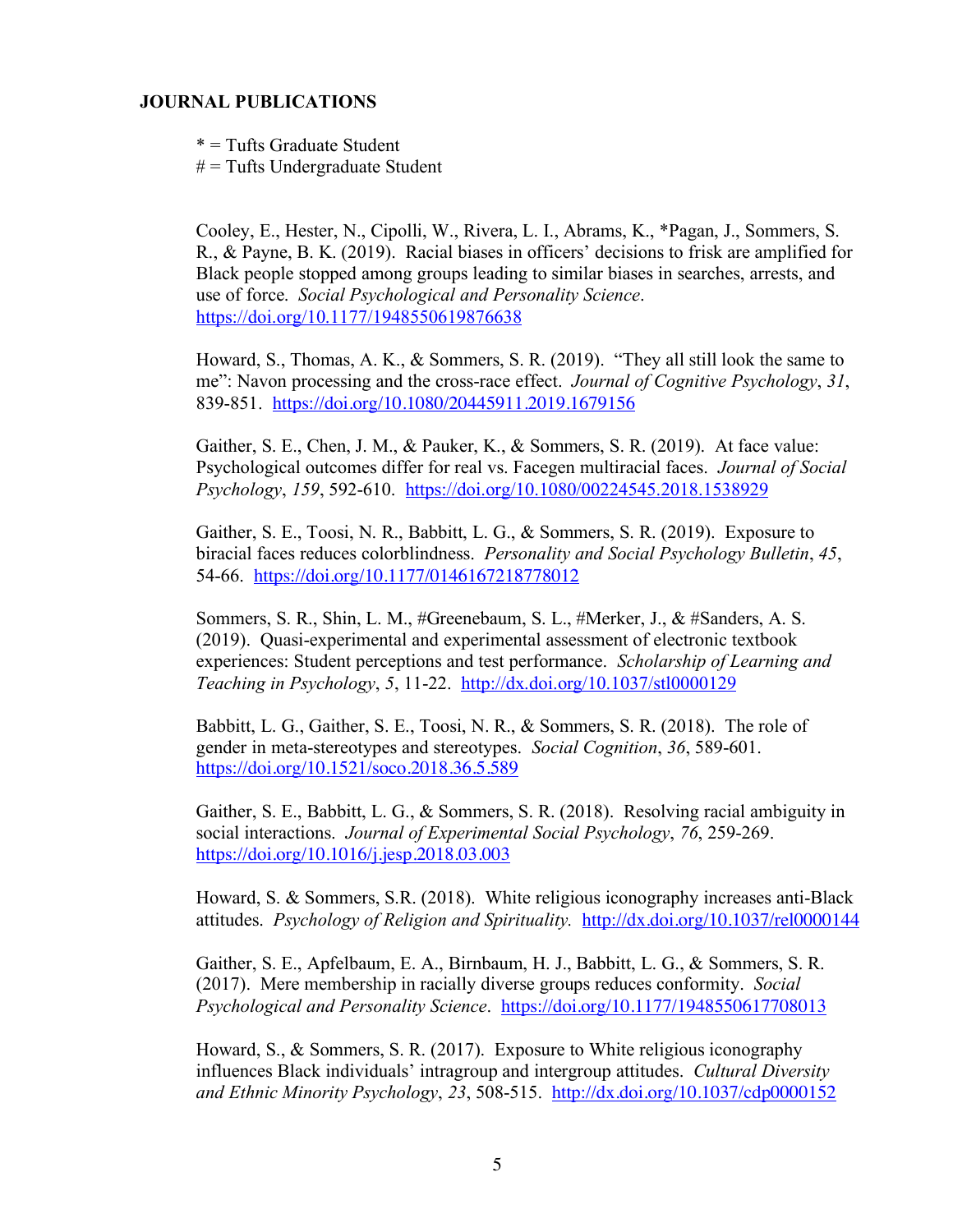**JOURNAL PUBLICATIONS**

* = Tufts Graduate Student
# = Tufts Undergraduate Student

Cooley, E., Hester, N., Cipolli, W., Rivera, L. I., Abrams, K., *Pagan, J., Sommers, S. R., & Payne, B. K. (2019). Racial biases in officers' decisions to frisk are amplified for Black people stopped among groups leading to similar biases in searches, arrests, and use of force. *Social Psychological and Personality Science*. https://doi.org/10.1177/1948550619876638

Howard, S., Thomas, A. K., & Sommers, S. R. (2019). "They all still look the same to me": Navon processing and the cross-race effect. *Journal of Cognitive Psychology*, *31*, 839-851. https://doi.org/10.1080/20445911.2019.1679156

Gaither, S. E., Chen, J. M., & Pauker, K., & Sommers, S. R. (2019). At face value: Psychological outcomes differ for real vs. Facegen multiracial faces. *Journal of Social Psychology*, *159*, 592-610. https://doi.org/10.1080/00224545.2018.1538929

Gaither, S. E., Toosi, N. R., Babbitt, L. G., & Sommers, S. R. (2019). Exposure to biracial faces reduces colorblindness. *Personality and Social Psychology Bulletin*, *45*, 54-66. https://doi.org/10.1177/0146167218778012

Sommers, S. R., Shin, L. M., #Greenebaum, S. L., #Merker, J., & #Sanders, A. S. (2019). Quasi-experimental and experimental assessment of electronic textbook experiences: Student perceptions and test performance. *Scholarship of Learning and Teaching in Psychology*, *5*, 11-22. http://dx.doi.org/10.1037/stl0000129

Babbitt, L. G., Gaither, S. E., Toosi, N. R., & Sommers, S. R. (2018). The role of gender in meta-stereotypes and stereotypes. *Social Cognition*, *36*, 589-601. https://doi.org/10.1521/soco.2018.36.5.589

Gaither, S. E., Babbitt, L. G., & Sommers, S. R. (2018). Resolving racial ambiguity in social interactions. *Journal of Experimental Social Psychology*, *76*, 259-269. https://doi.org/10.1016/j.jesp.2018.03.003

Howard, S. & Sommers, S.R. (2018). White religious iconography increases anti-Black attitudes. *Psychology of Religion and Spirituality.* http://dx.doi.org/10.1037/rel0000144

Gaither, S. E., Apfelbaum, E. A., Birnbaum, H. J., Babbitt, L. G., & Sommers, S. R. (2017). Mere membership in racially diverse groups reduces conformity. *Social Psychological and Personality Science*. https://doi.org/10.1177/1948550617708013

Howard, S., & Sommers, S. R. (2017). Exposure to White religious iconography influences Black individuals' intragroup and intergroup attitudes. *Cultural Diversity and Ethnic Minority Psychology*, *23*, 508-515. http://dx.doi.org/10.1037/cdp0000152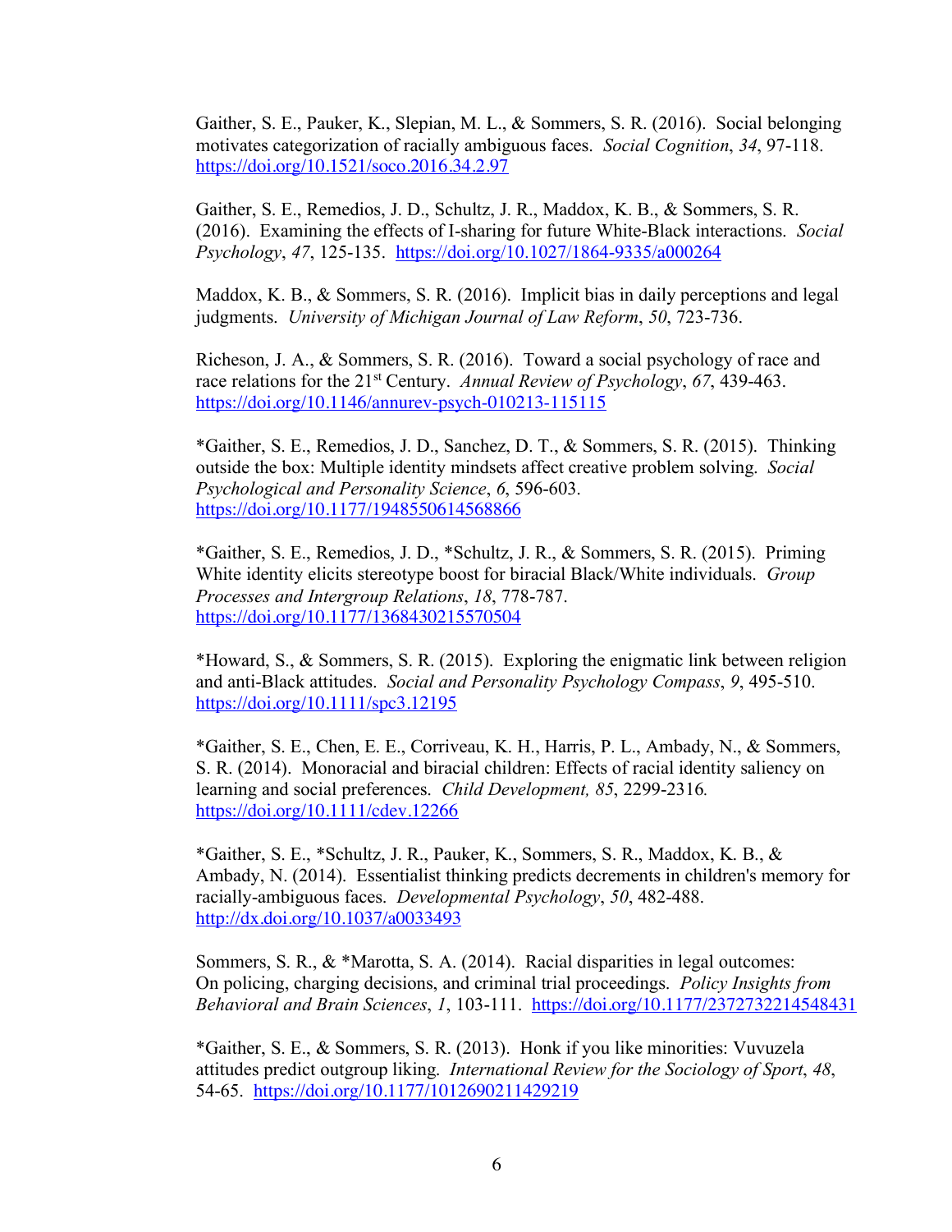Gaither, S. E., Pauker, K., Slepian, M. L., & Sommers, S. R. (2016). Social belonging motivates categorization of racially ambiguous faces. *Social Cognition*, *34*, 97-118. https://doi.org/10.1521/soco.2016.34.2.97

Gaither, S. E., Remedios, J. D., Schultz, J. R., Maddox, K. B., & Sommers, S. R. (2016). Examining the effects of I-sharing for future White-Black interactions. *Social Psychology*, *47*, 125-135. https://doi.org/10.1027/1864-9335/a000264

Maddox, K. B., & Sommers, S. R. (2016). Implicit bias in daily perceptions and legal judgments. *University of Michigan Journal of Law Reform*, *50*, 723-736.

Richeson, J. A., & Sommers, S. R. (2016). Toward a social psychology of race and race relations for the 21st Century. *Annual Review of Psychology*, *67*, 439-463. https://doi.org/10.1146/annurev-psych-010213-115115

*Gaither, S. E., Remedios, J. D., Sanchez, D. T., & Sommers, S. R. (2015). Thinking outside the box: Multiple identity mindsets affect creative problem solving. *Social Psychological and Personality Science*, *6*, 596-603. https://doi.org/10.1177/1948550614568866

*Gaither, S. E., Remedios, J. D., *Schultz, J. R., & Sommers, S. R. (2015). Priming White identity elicits stereotype boost for biracial Black/White individuals. *Group Processes and Intergroup Relations*, *18*, 778-787. https://doi.org/10.1177/1368430215570504

*Howard, S., & Sommers, S. R. (2015). Exploring the enigmatic link between religion and anti-Black attitudes. *Social and Personality Psychology Compass*, *9*, 495-510. https://doi.org/10.1111/spc3.12195

*Gaither, S. E., Chen, E. E., Corriveau, K. H., Harris, P. L., Ambady, N., & Sommers, S. R. (2014). Monoracial and biracial children: Effects of racial identity saliency on learning and social preferences. *Child Development, 85*, 2299-2316*.* https://doi.org/10.1111/cdev.12266

*Gaither, S. E., *Schultz, J. R., Pauker, K., Sommers, S. R., Maddox, K. B., & Ambady, N. (2014). Essentialist thinking predicts decrements in children's memory for racially-ambiguous faces. *Developmental Psychology*, *50*, 482-488. http://dx.doi.org/10.1037/a0033493

Sommers, S. R., & *Marotta, S. A. (2014). Racial disparities in legal outcomes: On policing, charging decisions, and criminal trial proceedings. *Policy Insights from Behavioral and Brain Sciences*, *1*, 103-111. https://doi.org/10.1177/2372732214548431

*Gaither, S. E., & Sommers, S. R. (2013). Honk if you like minorities: Vuvuzela attitudes predict outgroup liking. *International Review for the Sociology of Sport*, *48*, 54-65. https://doi.org/10.1177/1012690211429219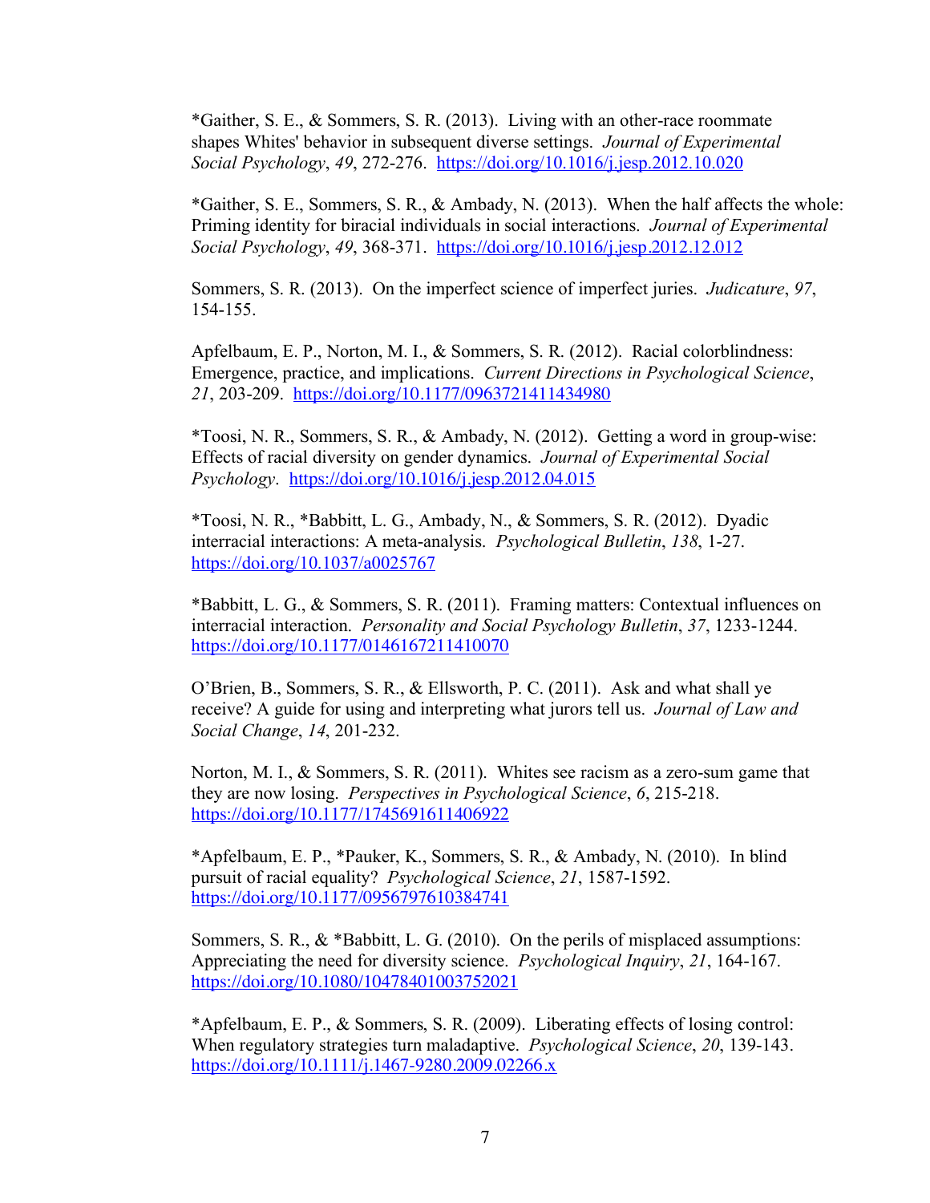*Gaither, S. E., & Sommers, S. R. (2013). Living with an other-race roommate shapes Whites' behavior in subsequent diverse settings. *Journal of Experimental Social Psychology*, *49*, 272-276. https://doi.org/10.1016/j.jesp.2012.10.020

*Gaither, S. E., Sommers, S. R., & Ambady, N. (2013). When the half affects the whole: Priming identity for biracial individuals in social interactions. *Journal of Experimental Social Psychology*, *49*, 368-371. https://doi.org/10.1016/j.jesp.2012.12.012

Sommers, S. R. (2013). On the imperfect science of imperfect juries. *Judicature*, *97*, 154-155.

Apfelbaum, E. P., Norton, M. I., & Sommers, S. R. (2012). Racial colorblindness: Emergence, practice, and implications. *Current Directions in Psychological Science*, *21*, 203-209. https://doi.org/10.1177/0963721411434980

*Toosi, N. R., Sommers, S. R., & Ambady, N. (2012). Getting a word in group-wise: Effects of racial diversity on gender dynamics. *Journal of Experimental Social Psychology*. https://doi.org/10.1016/j.jesp.2012.04.015

*Toosi, N. R., *Babbitt, L. G., Ambady, N., & Sommers, S. R. (2012). Dyadic interracial interactions: A meta-analysis. *Psychological Bulletin*, *138*, 1-27. https://doi.org/10.1037/a0025767

*Babbitt, L. G., & Sommers, S. R. (2011). Framing matters: Contextual influences on interracial interaction. *Personality and Social Psychology Bulletin*, *37*, 1233-1244. https://doi.org/10.1177/0146167211410070

O'Brien, B., Sommers, S. R., & Ellsworth, P. C. (2011). Ask and what shall ye receive? A guide for using and interpreting what jurors tell us. *Journal of Law and Social Change*, *14*, 201-232.

Norton, M. I., & Sommers, S. R. (2011). Whites see racism as a zero-sum game that they are now losing. *Perspectives in Psychological Science*, *6*, 215-218. https://doi.org/10.1177/1745691611406922

*Apfelbaum, E. P., *Pauker, K., Sommers, S. R., & Ambady, N. (2010). In blind pursuit of racial equality? *Psychological Science*, *21*, 1587-1592. https://doi.org/10.1177/0956797610384741

Sommers, S. R., & *Babbitt, L. G. (2010). On the perils of misplaced assumptions: Appreciating the need for diversity science. *Psychological Inquiry*, *21*, 164-167. https://doi.org/10.1080/10478401003752021

*Apfelbaum, E. P., & Sommers, S. R. (2009). Liberating effects of losing control: When regulatory strategies turn maladaptive. *Psychological Science*, *20*, 139-143. https://doi.org/10.1111/j.1467-9280.2009.02266.x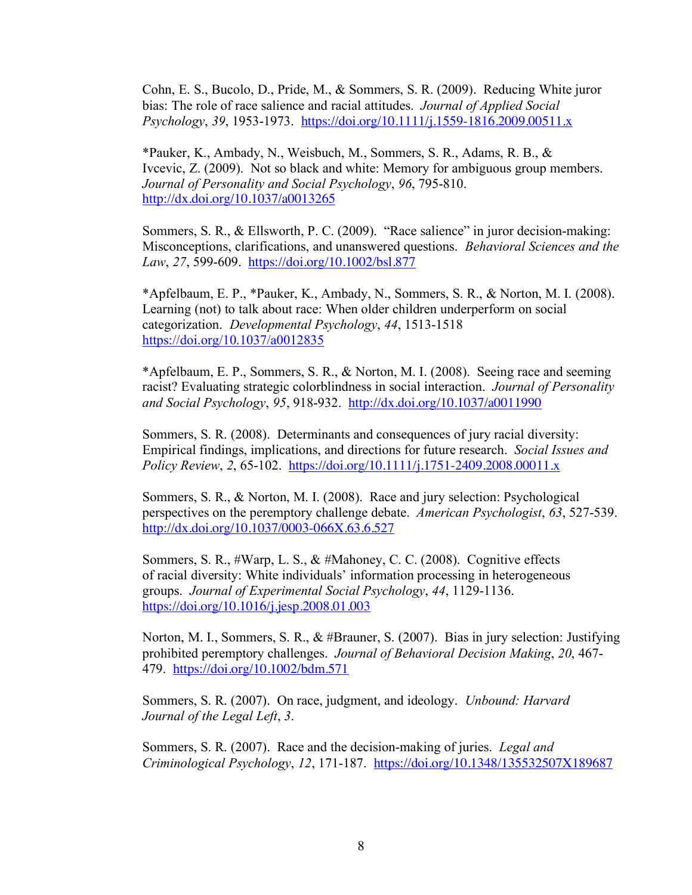Cohn, E. S., Bucolo, D., Pride, M., & Sommers, S. R. (2009). Reducing White juror bias: The role of race salience and racial attitudes. *Journal of Applied Social Psychology*, *39*, 1953-1973. https://doi.org/10.1111/j.1559-1816.2009.00511.x

*Pauker, K., Ambady, N., Weisbuch, M., Sommers, S. R., Adams, R. B., & Ivcevic, Z. (2009). Not so black and white: Memory for ambiguous group members. *Journal of Personality and Social Psychology*, *96*, 795-810. http://dx.doi.org/10.1037/a0013265

Sommers, S. R., & Ellsworth, P. C. (2009). "Race salience" in juror decision-making: Misconceptions, clarifications, and unanswered questions. *Behavioral Sciences and the Law*, *27*, 599-609. https://doi.org/10.1002/bsl.877

*Apfelbaum, E. P., *Pauker, K., Ambady, N., Sommers, S. R., & Norton, M. I. (2008). Learning (not) to talk about race: When older children underperform on social categorization. *Developmental Psychology*, *44*, 1513-1518 https://doi.org/10.1037/a0012835

*Apfelbaum, E. P., Sommers, S. R., & Norton, M. I. (2008). Seeing race and seeming racist? Evaluating strategic colorblindness in social interaction. *Journal of Personality and Social Psychology*, *95*, 918-932. http://dx.doi.org/10.1037/a0011990

Sommers, S. R. (2008). Determinants and consequences of jury racial diversity: Empirical findings, implications, and directions for future research. *Social Issues and Policy Review*, *2*, 65-102. https://doi.org/10.1111/j.1751-2409.2008.00011.x

Sommers, S. R., & Norton, M. I. (2008). Race and jury selection: Psychological perspectives on the peremptory challenge debate. *American Psychologist*, *63*, 527-539. http://dx.doi.org/10.1037/0003-066X.63.6.527

Sommers, S. R., #Warp, L. S., & #Mahoney, C. C. (2008). Cognitive effects of racial diversity: White individuals' information processing in heterogeneous groups. *Journal of Experimental Social Psychology*, *44*, 1129-1136. https://doi.org/10.1016/j.jesp.2008.01.003

Norton, M. I., Sommers, S. R., & #Brauner, S. (2007). Bias in jury selection: Justifying prohibited peremptory challenges. *Journal of Behavioral Decision Making*, *20*, 467-479. https://doi.org/10.1002/bdm.571

Sommers, S. R. (2007). On race, judgment, and ideology. *Unbound: Harvard Journal of the Legal Left*, *3*.

Sommers, S. R. (2007). Race and the decision-making of juries. *Legal and Criminological Psychology*, *12*, 171-187. https://doi.org/10.1348/135532507X189687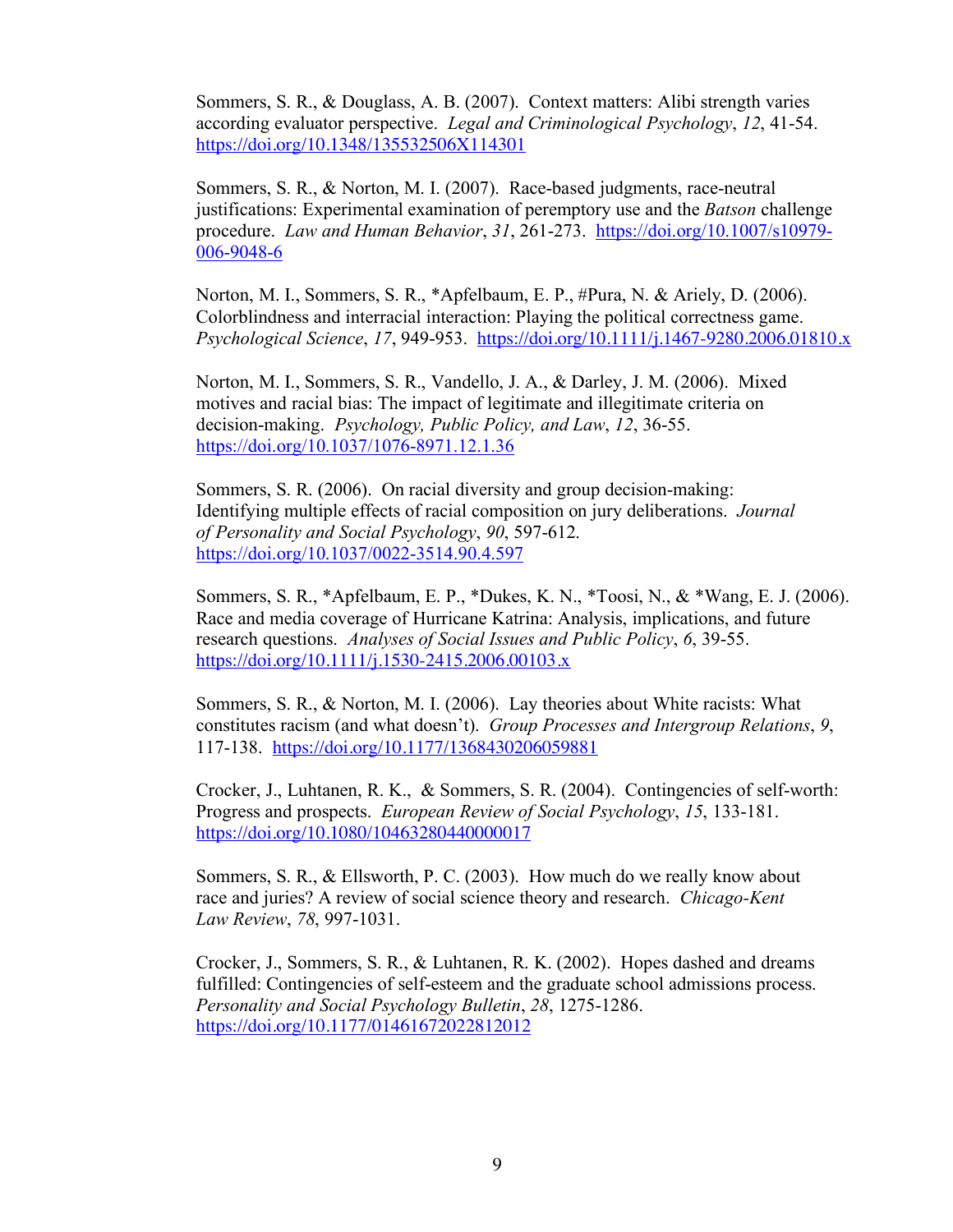Sommers, S. R., & Douglass, A. B. (2007). Context matters: Alibi strength varies according evaluator perspective. *Legal and Criminological Psychology*, *12*, 41-54. https://doi.org/10.1348/135532506X114301

Sommers, S. R., & Norton, M. I. (2007). Race-based judgments, race-neutral justifications: Experimental examination of peremptory use and the *Batson* challenge procedure. *Law and Human Behavior*, *31*, 261-273. https://doi.org/10.1007/s10979-006-9048-6

Norton, M. I., Sommers, S. R., *Apfelbaum, E. P., #Pura, N. & Ariely, D. (2006). Colorblindness and interracial interaction: Playing the political correctness game. *Psychological Science*, *17*, 949-953. https://doi.org/10.1111/j.1467-9280.2006.01810.x

Norton, M. I., Sommers, S. R., Vandello, J. A., & Darley, J. M. (2006). Mixed motives and racial bias: The impact of legitimate and illegitimate criteria on decision-making. *Psychology, Public Policy, and Law*, *12*, 36-55. https://doi.org/10.1037/1076-8971.12.1.36

Sommers, S. R. (2006). On racial diversity and group decision-making: Identifying multiple effects of racial composition on jury deliberations. *Journal of Personality and Social Psychology*, *90*, 597-612. https://doi.org/10.1037/0022-3514.90.4.597

Sommers, S. R., *Apfelbaum, E. P., *Dukes, K. N., *Toosi, N., & *Wang, E. J. (2006). Race and media coverage of Hurricane Katrina: Analysis, implications, and future research questions. *Analyses of Social Issues and Public Policy*, *6*, 39-55. https://doi.org/10.1111/j.1530-2415.2006.00103.x

Sommers, S. R., & Norton, M. I. (2006). Lay theories about White racists: What constitutes racism (and what doesn't). *Group Processes and Intergroup Relations*, *9*, 117-138. https://doi.org/10.1177/1368430206059881

Crocker, J., Luhtanen, R. K., & Sommers, S. R. (2004). Contingencies of self-worth: Progress and prospects. *European Review of Social Psychology*, *15*, 133-181. https://doi.org/10.1080/10463280440000017

Sommers, S. R., & Ellsworth, P. C. (2003). How much do we really know about race and juries? A review of social science theory and research. *Chicago-Kent Law Review*, *78*, 997-1031.

Crocker, J., Sommers, S. R., & Luhtanen, R. K. (2002). Hopes dashed and dreams fulfilled: Contingencies of self-esteem and the graduate school admissions process. *Personality and Social Psychology Bulletin*, *28*, 1275-1286. https://doi.org/10.1177/01461672022812012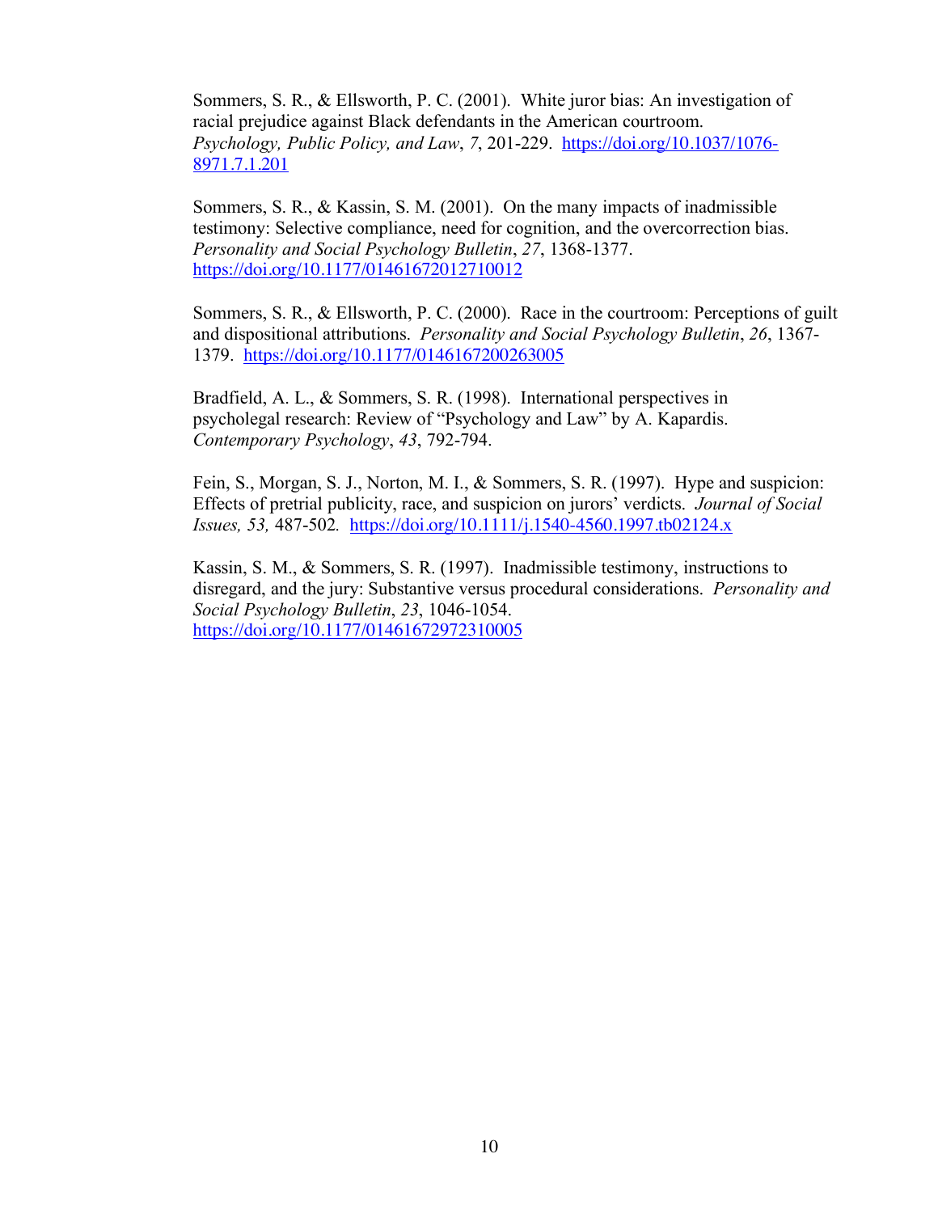Sommers, S. R., & Ellsworth, P. C. (2001). White juror bias: An investigation of racial prejudice against Black defendants in the American courtroom. *Psychology, Public Policy, and Law*, *7*, 201-229. https://doi.org/10.1037/1076-8971.7.1.201

Sommers, S. R., & Kassin, S. M. (2001). On the many impacts of inadmissible testimony: Selective compliance, need for cognition, and the overcorrection bias. *Personality and Social Psychology Bulletin*, *27*, 1368-1377. https://doi.org/10.1177/01461672012710012

Sommers, S. R., & Ellsworth, P. C. (2000). Race in the courtroom: Perceptions of guilt and dispositional attributions. *Personality and Social Psychology Bulletin*, *26*, 1367-1379. https://doi.org/10.1177/0146167200263005

Bradfield, A. L., & Sommers, S. R. (1998). International perspectives in psycholegal research: Review of "Psychology and Law" by A. Kapardis. *Contemporary Psychology*, *43*, 792-794.

Fein, S., Morgan, S. J., Norton, M. I., & Sommers, S. R. (1997). Hype and suspicion: Effects of pretrial publicity, race, and suspicion on jurors' verdicts. *Journal of Social Issues, 53,* 487-502. https://doi.org/10.1111/j.1540-4560.1997.tb02124.x

Kassin, S. M., & Sommers, S. R. (1997). Inadmissible testimony, instructions to disregard, and the jury: Substantive versus procedural considerations. *Personality and Social Psychology Bulletin*, *23*, 1046-1054. https://doi.org/10.1177/01461672972310005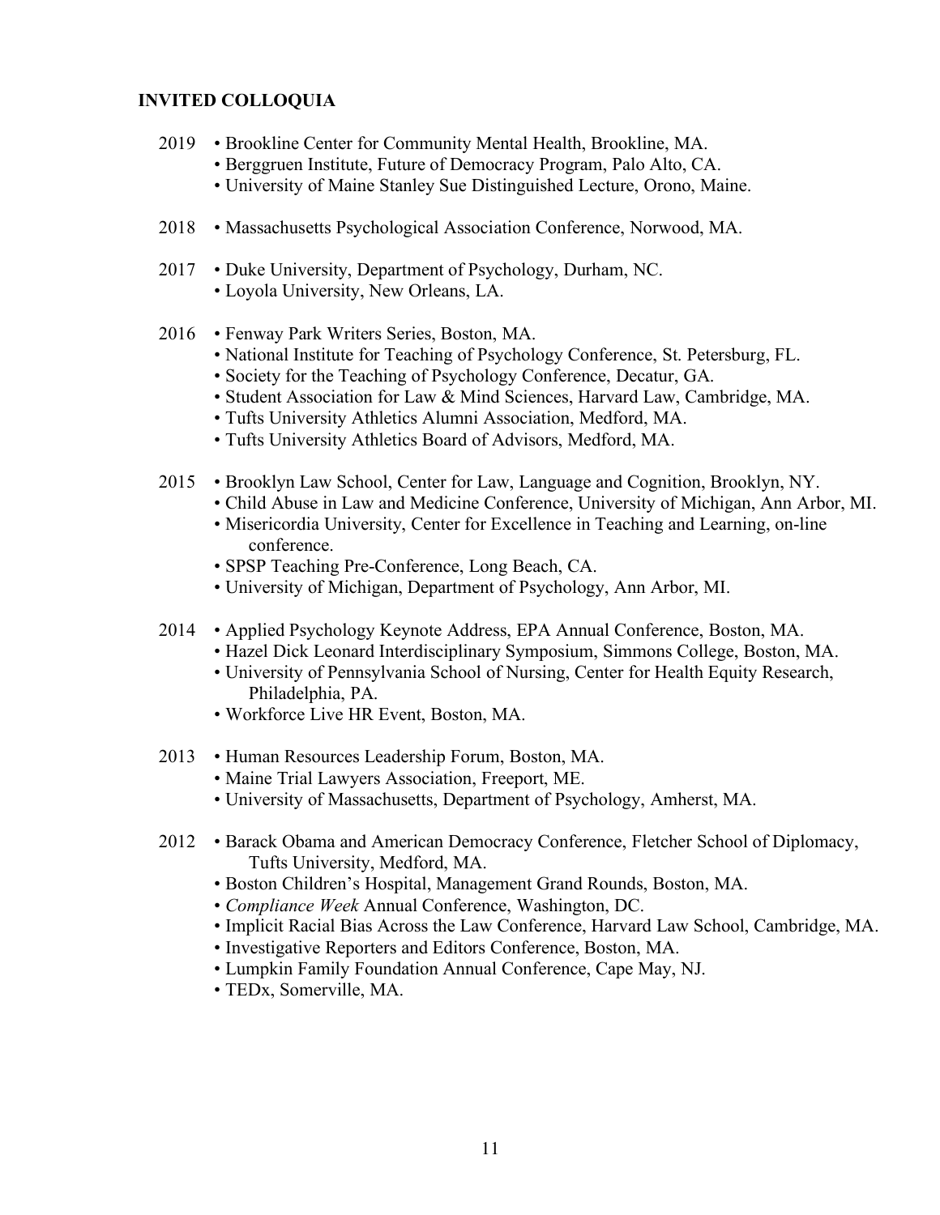## INVITED COLLOQUIA

2019
- Brookline Center for Community Mental Health, Brookline, MA.
- Berggruen Institute, Future of Democracy Program, Palo Alto, CA.
- University of Maine Stanley Sue Distinguished Lecture, Orono, Maine.

2018
- Massachusetts Psychological Association Conference, Norwood, MA.

2017
- Duke University, Department of Psychology, Durham, NC.
- Loyola University, New Orleans, LA.

2016
- Fenway Park Writers Series, Boston, MA.
- National Institute for Teaching of Psychology Conference, St. Petersburg, FL.
- Society for the Teaching of Psychology Conference, Decatur, GA.
- Student Association for Law & Mind Sciences, Harvard Law, Cambridge, MA.
- Tufts University Athletics Alumni Association, Medford, MA.
- Tufts University Athletics Board of Advisors, Medford, MA.

2015
- Brooklyn Law School, Center for Law, Language and Cognition, Brooklyn, NY.
- Child Abuse in Law and Medicine Conference, University of Michigan, Ann Arbor, MI.
- Misericordia University, Center for Excellence in Teaching and Learning, on-line conference.
- SPSP Teaching Pre-Conference, Long Beach, CA.
- University of Michigan, Department of Psychology, Ann Arbor, MI.

2014
- Applied Psychology Keynote Address, EPA Annual Conference, Boston, MA.
- Hazel Dick Leonard Interdisciplinary Symposium, Simmons College, Boston, MA.
- University of Pennsylvania School of Nursing, Center for Health Equity Research, Philadelphia, PA.
- Workforce Live HR Event, Boston, MA.

2013
- Human Resources Leadership Forum, Boston, MA.
- Maine Trial Lawyers Association, Freeport, ME.
- University of Massachusetts, Department of Psychology, Amherst, MA.

2012
- Barack Obama and American Democracy Conference, Fletcher School of Diplomacy, Tufts University, Medford, MA.
- Boston Children's Hospital, Management Grand Rounds, Boston, MA.
- *Compliance Week* Annual Conference, Washington, DC.
- Implicit Racial Bias Across the Law Conference, Harvard Law School, Cambridge, MA.
- Investigative Reporters and Editors Conference, Boston, MA.
- Lumpkin Family Foundation Annual Conference, Cape May, NJ.
- TEDx, Somerville, MA.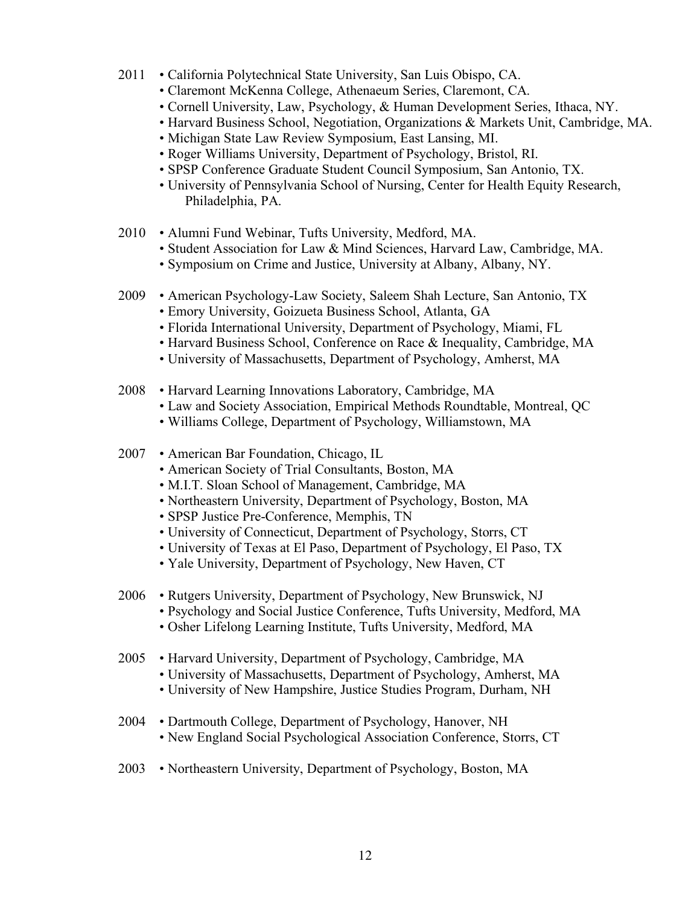2011
- California Polytechnical State University, San Luis Obispo, CA.
- Claremont McKenna College, Athenaeum Series, Claremont, CA.
- Cornell University, Law, Psychology, & Human Development Series, Ithaca, NY.
- Harvard Business School, Negotiation, Organizations & Markets Unit, Cambridge, MA.
- Michigan State Law Review Symposium, East Lansing, MI.
- Roger Williams University, Department of Psychology, Bristol, RI.
- SPSP Conference Graduate Student Council Symposium, San Antonio, TX.
- University of Pennsylvania School of Nursing, Center for Health Equity Research, Philadelphia, PA.

2010
- Alumni Fund Webinar, Tufts University, Medford, MA.
- Student Association for Law & Mind Sciences, Harvard Law, Cambridge, MA.
- Symposium on Crime and Justice, University at Albany, Albany, NY.

2009
- American Psychology-Law Society, Saleem Shah Lecture, San Antonio, TX
- Emory University, Goizueta Business School, Atlanta, GA
- Florida International University, Department of Psychology, Miami, FL
- Harvard Business School, Conference on Race & Inequality, Cambridge, MA
- University of Massachusetts, Department of Psychology, Amherst, MA

2008
- Harvard Learning Innovations Laboratory, Cambridge, MA
- Law and Society Association, Empirical Methods Roundtable, Montreal, QC
- Williams College, Department of Psychology, Williamstown, MA

2007
- American Bar Foundation, Chicago, IL
- American Society of Trial Consultants, Boston, MA
- M.I.T. Sloan School of Management, Cambridge, MA
- Northeastern University, Department of Psychology, Boston, MA
- SPSP Justice Pre-Conference, Memphis, TN
- University of Connecticut, Department of Psychology, Storrs, CT
- University of Texas at El Paso, Department of Psychology, El Paso, TX
- Yale University, Department of Psychology, New Haven, CT

2006
- Rutgers University, Department of Psychology, New Brunswick, NJ
- Psychology and Social Justice Conference, Tufts University, Medford, MA
- Osher Lifelong Learning Institute, Tufts University, Medford, MA

2005
- Harvard University, Department of Psychology, Cambridge, MA
- University of Massachusetts, Department of Psychology, Amherst, MA
- University of New Hampshire, Justice Studies Program, Durham, NH

2004
- Dartmouth College, Department of Psychology, Hanover, NH
- New England Social Psychological Association Conference, Storrs, CT

2003
- Northeastern University, Department of Psychology, Boston, MA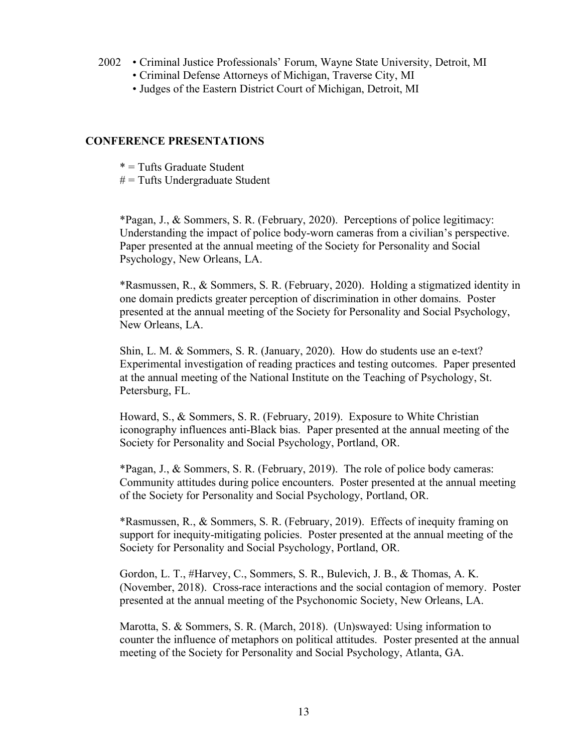2002 • Criminal Justice Professionals' Forum, Wayne State University, Detroit, MI
• Criminal Defense Attorneys of Michigan, Traverse City, MI
• Judges of the Eastern District Court of Michigan, Detroit, MI

## CONFERENCE PRESENTATIONS

* = Tufts Graduate Student
# = Tufts Undergraduate Student

*Pagan, J., & Sommers, S. R. (February, 2020). Perceptions of police legitimacy: Understanding the impact of police body-worn cameras from a civilian's perspective. Paper presented at the annual meeting of the Society for Personality and Social Psychology, New Orleans, LA.

*Rasmussen, R., & Sommers, S. R. (February, 2020). Holding a stigmatized identity in one domain predicts greater perception of discrimination in other domains. Poster presented at the annual meeting of the Society for Personality and Social Psychology, New Orleans, LA.

Shin, L. M. & Sommers, S. R. (January, 2020). How do students use an e-text? Experimental investigation of reading practices and testing outcomes. Paper presented at the annual meeting of the National Institute on the Teaching of Psychology, St. Petersburg, FL.

Howard, S., & Sommers, S. R. (February, 2019). Exposure to White Christian iconography influences anti-Black bias. Paper presented at the annual meeting of the Society for Personality and Social Psychology, Portland, OR.

*Pagan, J., & Sommers, S. R. (February, 2019). The role of police body cameras: Community attitudes during police encounters. Poster presented at the annual meeting of the Society for Personality and Social Psychology, Portland, OR.

*Rasmussen, R., & Sommers, S. R. (February, 2019). Effects of inequity framing on support for inequity-mitigating policies. Poster presented at the annual meeting of the Society for Personality and Social Psychology, Portland, OR.

Gordon, L. T., #Harvey, C., Sommers, S. R., Bulevich, J. B., & Thomas, A. K. (November, 2018). Cross-race interactions and the social contagion of memory. Poster presented at the annual meeting of the Psychonomic Society, New Orleans, LA.

Marotta, S. & Sommers, S. R. (March, 2018). (Un)swayed: Using information to counter the influence of metaphors on political attitudes. Poster presented at the annual meeting of the Society for Personality and Social Psychology, Atlanta, GA.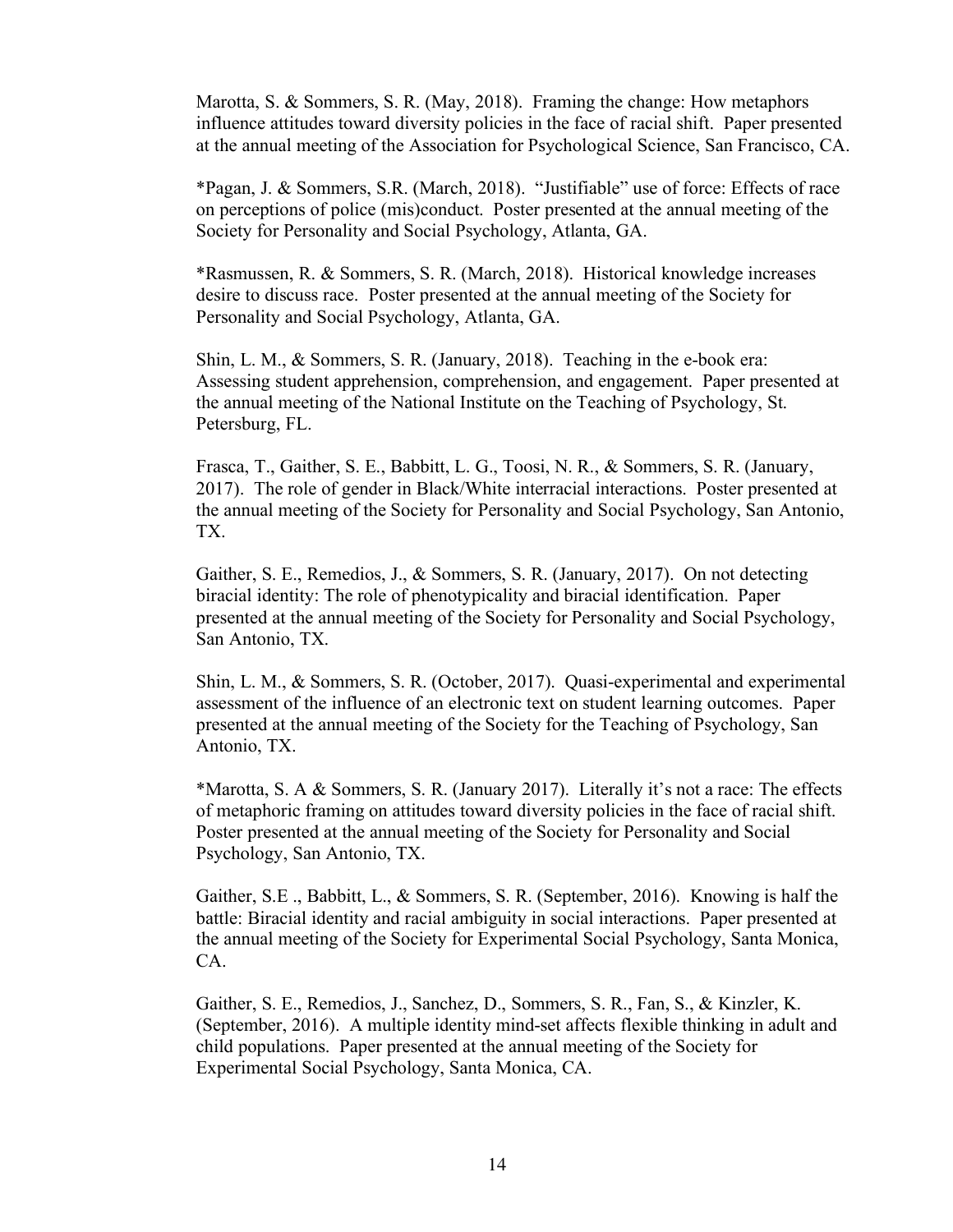Marotta, S. & Sommers, S. R. (May, 2018). Framing the change: How metaphors influence attitudes toward diversity policies in the face of racial shift. Paper presented at the annual meeting of the Association for Psychological Science, San Francisco, CA.

*Pagan, J. & Sommers, S.R. (March, 2018). "Justifiable" use of force: Effects of race on perceptions of police (mis)conduct. Poster presented at the annual meeting of the Society for Personality and Social Psychology, Atlanta, GA.

*Rasmussen, R. & Sommers, S. R. (March, 2018). Historical knowledge increases desire to discuss race. Poster presented at the annual meeting of the Society for Personality and Social Psychology, Atlanta, GA.

Shin, L. M., & Sommers, S. R. (January, 2018). Teaching in the e-book era: Assessing student apprehension, comprehension, and engagement. Paper presented at the annual meeting of the National Institute on the Teaching of Psychology, St. Petersburg, FL.

Frasca, T., Gaither, S. E., Babbitt, L. G., Toosi, N. R., & Sommers, S. R. (January, 2017). The role of gender in Black/White interracial interactions. Poster presented at the annual meeting of the Society for Personality and Social Psychology, San Antonio, TX.

Gaither, S. E., Remedios, J., & Sommers, S. R. (January, 2017). On not detecting biracial identity: The role of phenotypicality and biracial identification. Paper presented at the annual meeting of the Society for Personality and Social Psychology, San Antonio, TX.

Shin, L. M., & Sommers, S. R. (October, 2017). Quasi-experimental and experimental assessment of the influence of an electronic text on student learning outcomes. Paper presented at the annual meeting of the Society for the Teaching of Psychology, San Antonio, TX.

*Marotta, S. A & Sommers, S. R. (January 2017). Literally it's not a race: The effects of metaphoric framing on attitudes toward diversity policies in the face of racial shift. Poster presented at the annual meeting of the Society for Personality and Social Psychology, San Antonio, TX.

Gaither, S.E ., Babbitt, L., & Sommers, S. R. (September, 2016). Knowing is half the battle: Biracial identity and racial ambiguity in social interactions. Paper presented at the annual meeting of the Society for Experimental Social Psychology, Santa Monica, CA.

Gaither, S. E., Remedios, J., Sanchez, D., Sommers, S. R., Fan, S., & Kinzler, K. (September, 2016). A multiple identity mind-set affects flexible thinking in adult and child populations. Paper presented at the annual meeting of the Society for Experimental Social Psychology, Santa Monica, CA.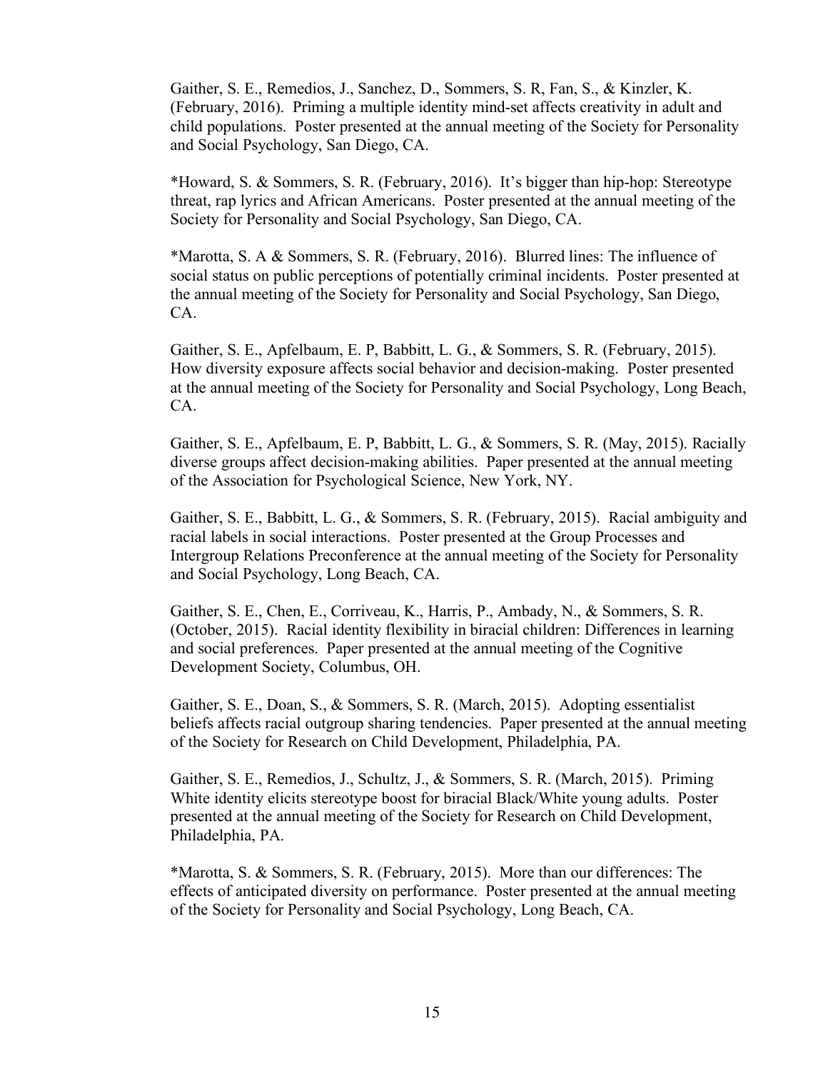Gaither, S. E., Remedios, J., Sanchez, D., Sommers, S. R, Fan, S., & Kinzler, K. (February, 2016). Priming a multiple identity mind-set affects creativity in adult and child populations. Poster presented at the annual meeting of the Society for Personality and Social Psychology, San Diego, CA.

*Howard, S. & Sommers, S. R. (February, 2016). It's bigger than hip-hop: Stereotype threat, rap lyrics and African Americans. Poster presented at the annual meeting of the Society for Personality and Social Psychology, San Diego, CA.

*Marotta, S. A & Sommers, S. R. (February, 2016). Blurred lines: The influence of social status on public perceptions of potentially criminal incidents. Poster presented at the annual meeting of the Society for Personality and Social Psychology, San Diego, CA.

Gaither, S. E., Apfelbaum, E. P, Babbitt, L. G., & Sommers, S. R. (February, 2015). How diversity exposure affects social behavior and decision-making. Poster presented at the annual meeting of the Society for Personality and Social Psychology, Long Beach, CA.

Gaither, S. E., Apfelbaum, E. P, Babbitt, L. G., & Sommers, S. R. (May, 2015). Racially diverse groups affect decision-making abilities. Paper presented at the annual meeting of the Association for Psychological Science, New York, NY.

Gaither, S. E., Babbitt, L. G., & Sommers, S. R. (February, 2015). Racial ambiguity and racial labels in social interactions. Poster presented at the Group Processes and Intergroup Relations Preconference at the annual meeting of the Society for Personality and Social Psychology, Long Beach, CA.

Gaither, S. E., Chen, E., Corriveau, K., Harris, P., Ambady, N., & Sommers, S. R. (October, 2015). Racial identity flexibility in biracial children: Differences in learning and social preferences. Paper presented at the annual meeting of the Cognitive Development Society, Columbus, OH.

Gaither, S. E., Doan, S., & Sommers, S. R. (March, 2015). Adopting essentialist beliefs affects racial outgroup sharing tendencies. Paper presented at the annual meeting of the Society for Research on Child Development, Philadelphia, PA.

Gaither, S. E., Remedios, J., Schultz, J., & Sommers, S. R. (March, 2015). Priming White identity elicits stereotype boost for biracial Black/White young adults. Poster presented at the annual meeting of the Society for Research on Child Development, Philadelphia, PA.

*Marotta, S. & Sommers, S. R. (February, 2015). More than our differences: The effects of anticipated diversity on performance. Poster presented at the annual meeting of the Society for Personality and Social Psychology, Long Beach, CA.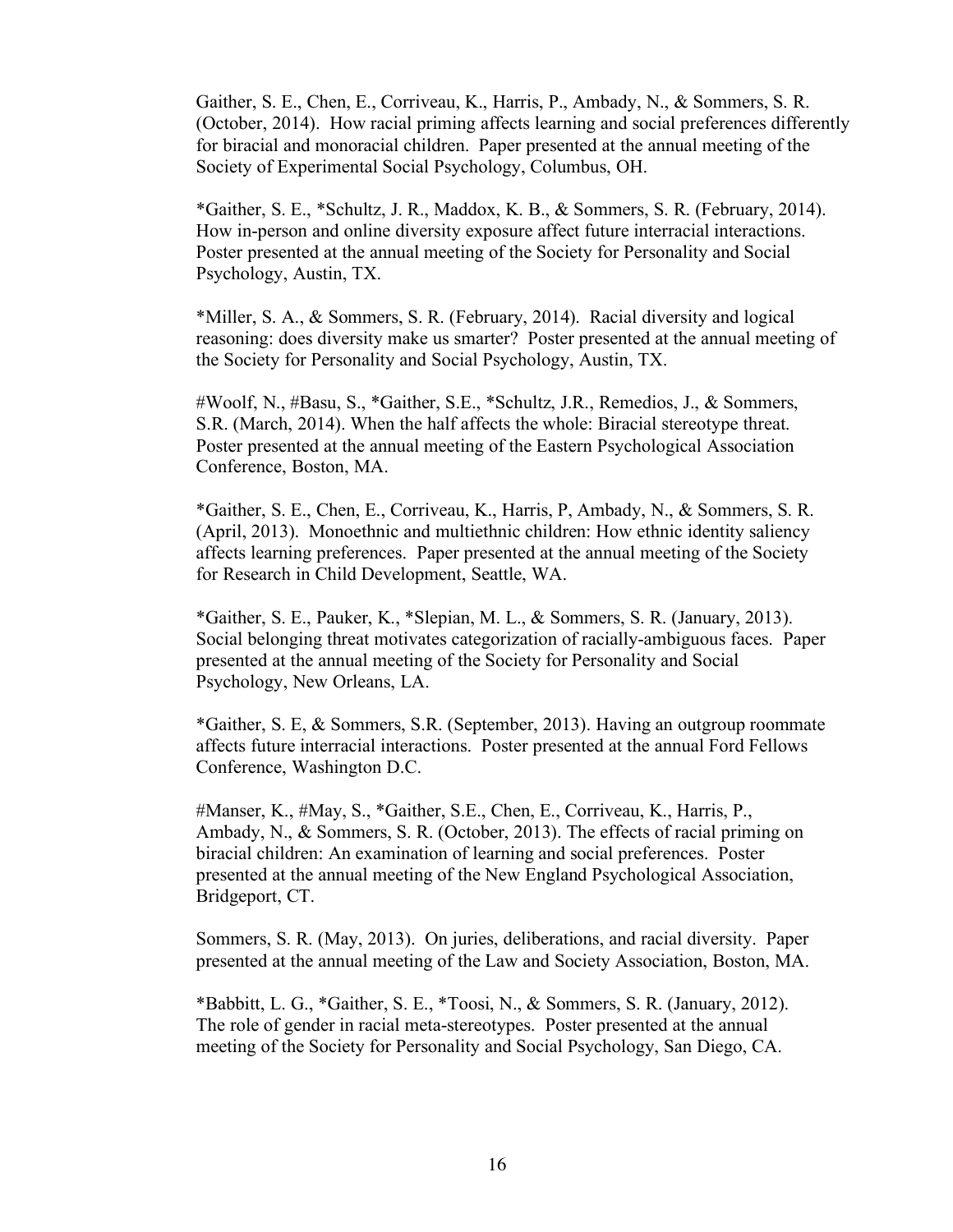Gaither, S. E., Chen, E., Corriveau, K., Harris, P., Ambady, N., & Sommers, S. R. (October, 2014). How racial priming affects learning and social preferences differently for biracial and monoracial children. Paper presented at the annual meeting of the Society of Experimental Social Psychology, Columbus, OH.

*Gaither, S. E., *Schultz, J. R., Maddox, K. B., & Sommers, S. R. (February, 2014). How in-person and online diversity exposure affect future interracial interactions. Poster presented at the annual meeting of the Society for Personality and Social Psychology, Austin, TX.

*Miller, S. A., & Sommers, S. R. (February, 2014). Racial diversity and logical reasoning: does diversity make us smarter? Poster presented at the annual meeting of the Society for Personality and Social Psychology, Austin, TX.

#Woolf, N., #Basu, S., *Gaither, S.E., *Schultz, J.R., Remedios, J., & Sommers, S.R. (March, 2014). When the half affects the whole: Biracial stereotype threat. Poster presented at the annual meeting of the Eastern Psychological Association Conference, Boston, MA.

*Gaither, S. E., Chen, E., Corriveau, K., Harris, P, Ambady, N., & Sommers, S. R. (April, 2013). Monoethnic and multiethnic children: How ethnic identity saliency affects learning preferences. Paper presented at the annual meeting of the Society for Research in Child Development, Seattle, WA.

*Gaither, S. E., Pauker, K., *Slepian, M. L., & Sommers, S. R. (January, 2013). Social belonging threat motivates categorization of racially-ambiguous faces. Paper presented at the annual meeting of the Society for Personality and Social Psychology, New Orleans, LA.

*Gaither, S. E, & Sommers, S.R. (September, 2013). Having an outgroup roommate affects future interracial interactions. Poster presented at the annual Ford Fellows Conference, Washington D.C.

#Manser, K., #May, S., *Gaither, S.E., Chen, E., Corriveau, K., Harris, P., Ambady, N., & Sommers, S. R. (October, 2013). The effects of racial priming on biracial children: An examination of learning and social preferences. Poster presented at the annual meeting of the New England Psychological Association, Bridgeport, CT.

Sommers, S. R. (May, 2013). On juries, deliberations, and racial diversity. Paper presented at the annual meeting of the Law and Society Association, Boston, MA.

*Babbitt, L. G., *Gaither, S. E., *Toosi, N., & Sommers, S. R. (January, 2012). The role of gender in racial meta-stereotypes. Poster presented at the annual meeting of the Society for Personality and Social Psychology, San Diego, CA.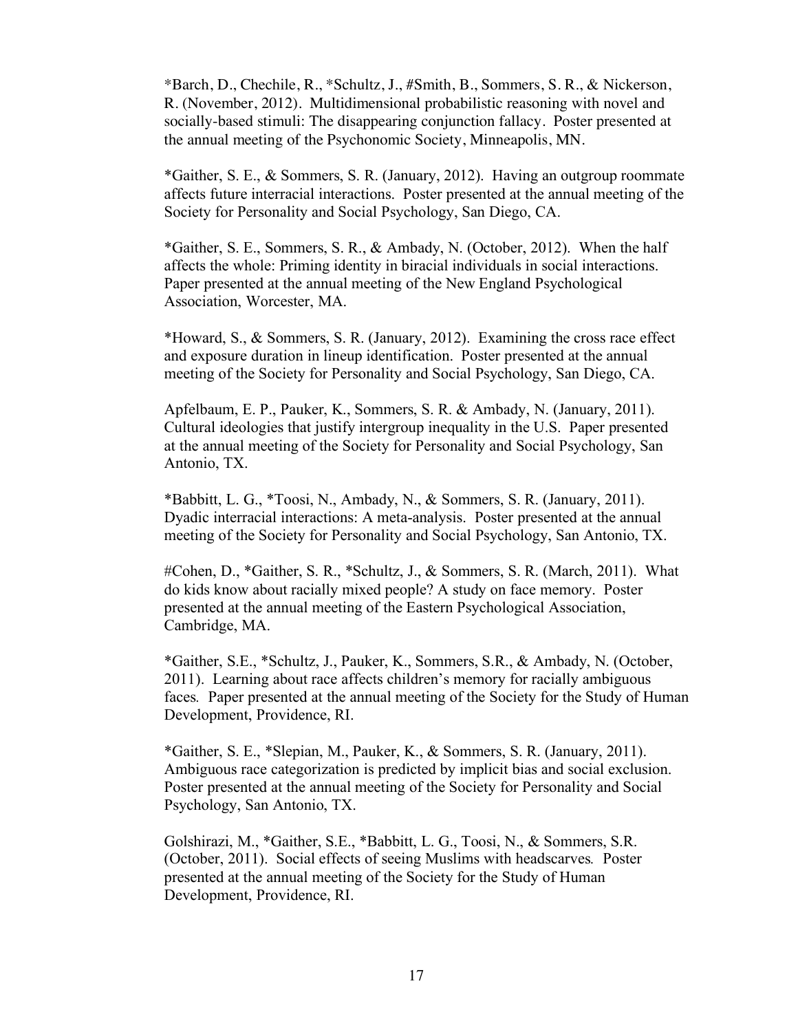*Barch, D., Chechile, R., *Schultz, J., #Smith, B., Sommers, S. R., & Nickerson, R. (November, 2012). Multidimensional probabilistic reasoning with novel and socially-based stimuli: The disappearing conjunction fallacy. Poster presented at the annual meeting of the Psychonomic Society, Minneapolis, MN.

*Gaither, S. E., & Sommers, S. R. (January, 2012). Having an outgroup roommate affects future interracial interactions. Poster presented at the annual meeting of the Society for Personality and Social Psychology, San Diego, CA.

*Gaither, S. E., Sommers, S. R., & Ambady, N. (October, 2012). When the half affects the whole: Priming identity in biracial individuals in social interactions. Paper presented at the annual meeting of the New England Psychological Association, Worcester, MA.

*Howard, S., & Sommers, S. R. (January, 2012). Examining the cross race effect and exposure duration in lineup identification. Poster presented at the annual meeting of the Society for Personality and Social Psychology, San Diego, CA.

Apfelbaum, E. P., Pauker, K., Sommers, S. R. & Ambady, N. (January, 2011). Cultural ideologies that justify intergroup inequality in the U.S. Paper presented at the annual meeting of the Society for Personality and Social Psychology, San Antonio, TX.

*Babbitt, L. G., *Toosi, N., Ambady, N., & Sommers, S. R. (January, 2011). Dyadic interracial interactions: A meta-analysis. Poster presented at the annual meeting of the Society for Personality and Social Psychology, San Antonio, TX.

#Cohen, D., *Gaither, S. R., *Schultz, J., & Sommers, S. R. (March, 2011). What do kids know about racially mixed people? A study on face memory. Poster presented at the annual meeting of the Eastern Psychological Association, Cambridge, MA.

*Gaither, S.E., *Schultz, J., Pauker, K., Sommers, S.R., & Ambady, N. (October, 2011). Learning about race affects children's memory for racially ambiguous faces*.* Paper presented at the annual meeting of the Society for the Study of Human Development, Providence, RI.

*Gaither, S. E., *Slepian, M., Pauker, K., & Sommers, S. R. (January, 2011). Ambiguous race categorization is predicted by implicit bias and social exclusion. Poster presented at the annual meeting of the Society for Personality and Social Psychology, San Antonio, TX.

Golshirazi, M., *Gaither, S.E., *Babbitt, L. G., Toosi, N., & Sommers, S.R. (October, 2011). Social effects of seeing Muslims with headscarves*.* Poster presented at the annual meeting of the Society for the Study of Human Development, Providence, RI.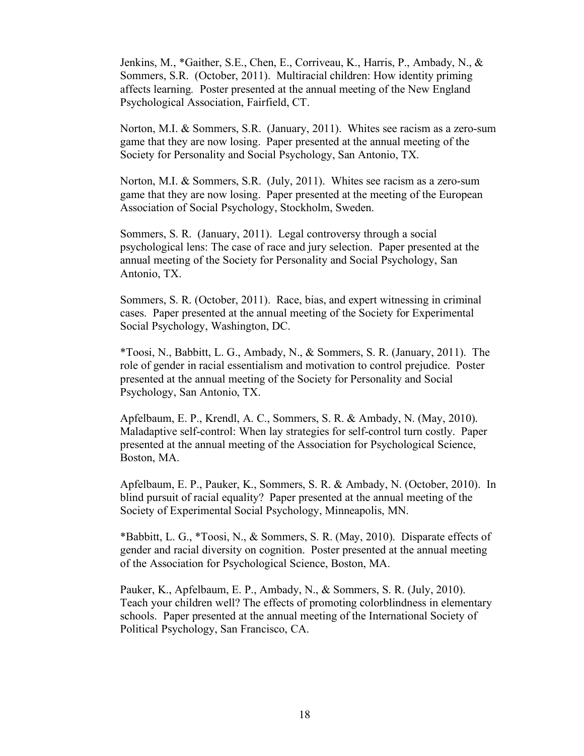Jenkins, M., *Gaither, S.E., Chen, E., Corriveau, K., Harris, P., Ambady, N., & Sommers, S.R. (October, 2011). Multiracial children: How identity priming affects learning. Poster presented at the annual meeting of the New England Psychological Association, Fairfield, CT.

Norton, M.I. & Sommers, S.R. (January, 2011). Whites see racism as a zero-sum game that they are now losing. Paper presented at the annual meeting of the Society for Personality and Social Psychology, San Antonio, TX.

Norton, M.I. & Sommers, S.R. (July, 2011). Whites see racism as a zero-sum game that they are now losing. Paper presented at the meeting of the European Association of Social Psychology, Stockholm, Sweden.

Sommers, S. R. (January, 2011). Legal controversy through a social psychological lens: The case of race and jury selection. Paper presented at the annual meeting of the Society for Personality and Social Psychology, San Antonio, TX.

Sommers, S. R. (October, 2011). Race, bias, and expert witnessing in criminal cases. Paper presented at the annual meeting of the Society for Experimental Social Psychology, Washington, DC.

*Toosi, N., Babbitt, L. G., Ambady, N., & Sommers, S. R. (January, 2011). The role of gender in racial essentialism and motivation to control prejudice. Poster presented at the annual meeting of the Society for Personality and Social Psychology, San Antonio, TX.

Apfelbaum, E. P., Krendl, A. C., Sommers, S. R. & Ambady, N. (May, 2010). Maladaptive self-control: When lay strategies for self-control turn costly. Paper presented at the annual meeting of the Association for Psychological Science, Boston, MA.

Apfelbaum, E. P., Pauker, K., Sommers, S. R. & Ambady, N. (October, 2010). In blind pursuit of racial equality? Paper presented at the annual meeting of the Society of Experimental Social Psychology, Minneapolis, MN.

*Babbitt, L. G., *Toosi, N., & Sommers, S. R. (May, 2010). Disparate effects of gender and racial diversity on cognition. Poster presented at the annual meeting of the Association for Psychological Science, Boston, MA.

Pauker, K., Apfelbaum, E. P., Ambady, N., & Sommers, S. R. (July, 2010). Teach your children well? The effects of promoting colorblindness in elementary schools. Paper presented at the annual meeting of the International Society of Political Psychology, San Francisco, CA.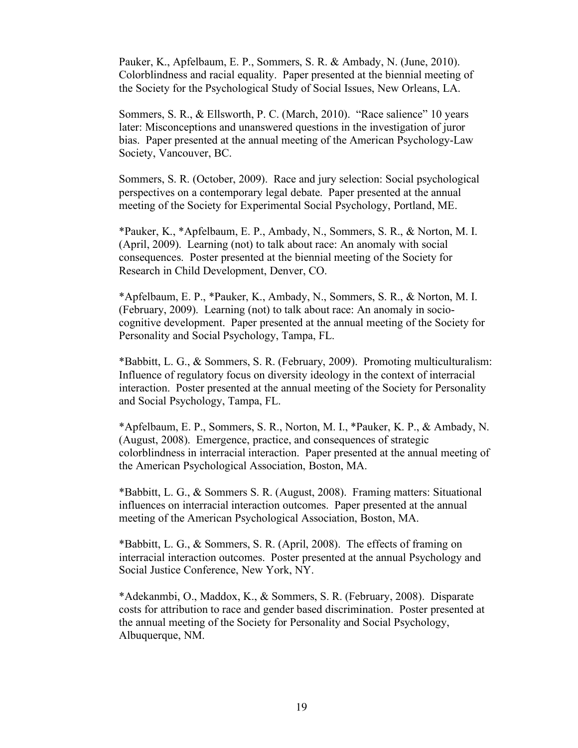Pauker, K., Apfelbaum, E. P., Sommers, S. R. & Ambady, N. (June, 2010). Colorblindness and racial equality. Paper presented at the biennial meeting of the Society for the Psychological Study of Social Issues, New Orleans, LA.

Sommers, S. R., & Ellsworth, P. C. (March, 2010). "Race salience" 10 years later: Misconceptions and unanswered questions in the investigation of juror bias. Paper presented at the annual meeting of the American Psychology-Law Society, Vancouver, BC.

Sommers, S. R. (October, 2009). Race and jury selection: Social psychological perspectives on a contemporary legal debate. Paper presented at the annual meeting of the Society for Experimental Social Psychology, Portland, ME.

*Pauker, K., *Apfelbaum, E. P., Ambady, N., Sommers, S. R., & Norton, M. I. (April, 2009). Learning (not) to talk about race: An anomaly with social consequences. Poster presented at the biennial meeting of the Society for Research in Child Development, Denver, CO.

*Apfelbaum, E. P., *Pauker, K., Ambady, N., Sommers, S. R., & Norton, M. I. (February, 2009). Learning (not) to talk about race: An anomaly in socio-cognitive development. Paper presented at the annual meeting of the Society for Personality and Social Psychology, Tampa, FL.

*Babbitt, L. G., & Sommers, S. R. (February, 2009). Promoting multiculturalism: Influence of regulatory focus on diversity ideology in the context of interracial interaction. Poster presented at the annual meeting of the Society for Personality and Social Psychology, Tampa, FL.

*Apfelbaum, E. P., Sommers, S. R., Norton, M. I., *Pauker, K. P., & Ambady, N. (August, 2008). Emergence, practice, and consequences of strategic colorblindness in interracial interaction. Paper presented at the annual meeting of the American Psychological Association, Boston, MA.

*Babbitt, L. G., & Sommers S. R. (August, 2008). Framing matters: Situational influences on interracial interaction outcomes. Paper presented at the annual meeting of the American Psychological Association, Boston, MA.

*Babbitt, L. G., & Sommers, S. R. (April, 2008). The effects of framing on interracial interaction outcomes. Poster presented at the annual Psychology and Social Justice Conference, New York, NY.

*Adekanmbi, O., Maddox, K., & Sommers, S. R. (February, 2008). Disparate costs for attribution to race and gender based discrimination. Poster presented at the annual meeting of the Society for Personality and Social Psychology, Albuquerque, NM.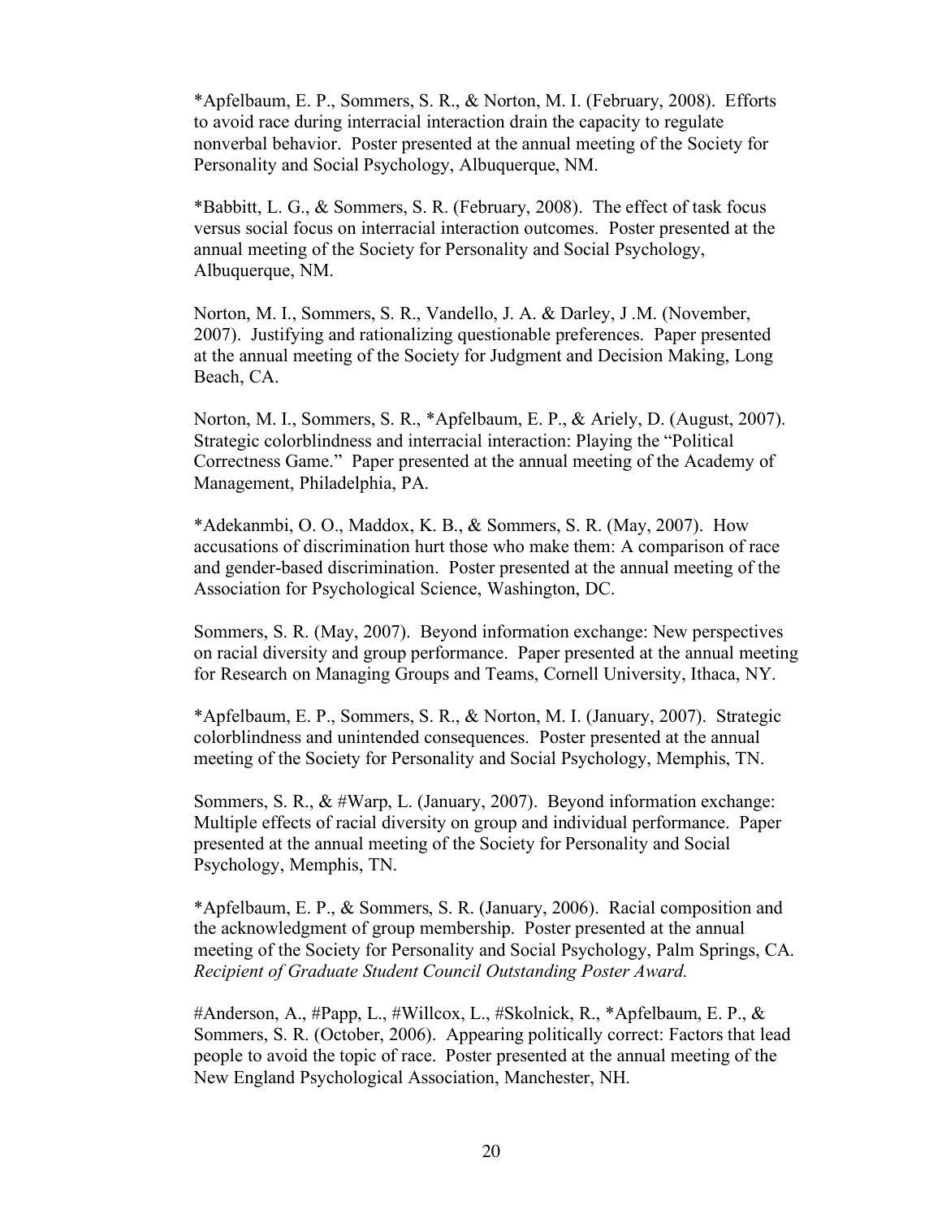*Apfelbaum, E. P., Sommers, S. R., & Norton, M. I. (February, 2008). Efforts to avoid race during interracial interaction drain the capacity to regulate nonverbal behavior. Poster presented at the annual meeting of the Society for Personality and Social Psychology, Albuquerque, NM.

*Babbitt, L. G., & Sommers, S. R. (February, 2008). The effect of task focus versus social focus on interracial interaction outcomes. Poster presented at the annual meeting of the Society for Personality and Social Psychology, Albuquerque, NM.

Norton, M. I., Sommers, S. R., Vandello, J. A. & Darley, J .M. (November, 2007). Justifying and rationalizing questionable preferences. Paper presented at the annual meeting of the Society for Judgment and Decision Making, Long Beach, CA.

Norton, M. I., Sommers, S. R., *Apfelbaum, E. P., & Ariely, D. (August, 2007). Strategic colorblindness and interracial interaction: Playing the "Political Correctness Game." Paper presented at the annual meeting of the Academy of Management, Philadelphia, PA.

*Adekanmbi, O. O., Maddox, K. B., & Sommers, S. R. (May, 2007). How accusations of discrimination hurt those who make them: A comparison of race and gender-based discrimination. Poster presented at the annual meeting of the Association for Psychological Science, Washington, DC.

Sommers, S. R. (May, 2007). Beyond information exchange: New perspectives on racial diversity and group performance. Paper presented at the annual meeting for Research on Managing Groups and Teams, Cornell University, Ithaca, NY.

*Apfelbaum, E. P., Sommers, S. R., & Norton, M. I. (January, 2007). Strategic colorblindness and unintended consequences. Poster presented at the annual meeting of the Society for Personality and Social Psychology, Memphis, TN.

Sommers, S. R., & #Warp, L. (January, 2007). Beyond information exchange: Multiple effects of racial diversity on group and individual performance. Paper presented at the annual meeting of the Society for Personality and Social Psychology, Memphis, TN.

*Apfelbaum, E. P., & Sommers, S. R. (January, 2006). Racial composition and the acknowledgment of group membership. Poster presented at the annual meeting of the Society for Personality and Social Psychology, Palm Springs, CA. *Recipient of Graduate Student Council Outstanding Poster Award.*

#Anderson, A., #Papp, L., #Willcox, L., #Skolnick, R., *Apfelbaum, E. P., & Sommers, S. R. (October, 2006). Appearing politically correct: Factors that lead people to avoid the topic of race. Poster presented at the annual meeting of the New England Psychological Association, Manchester, NH.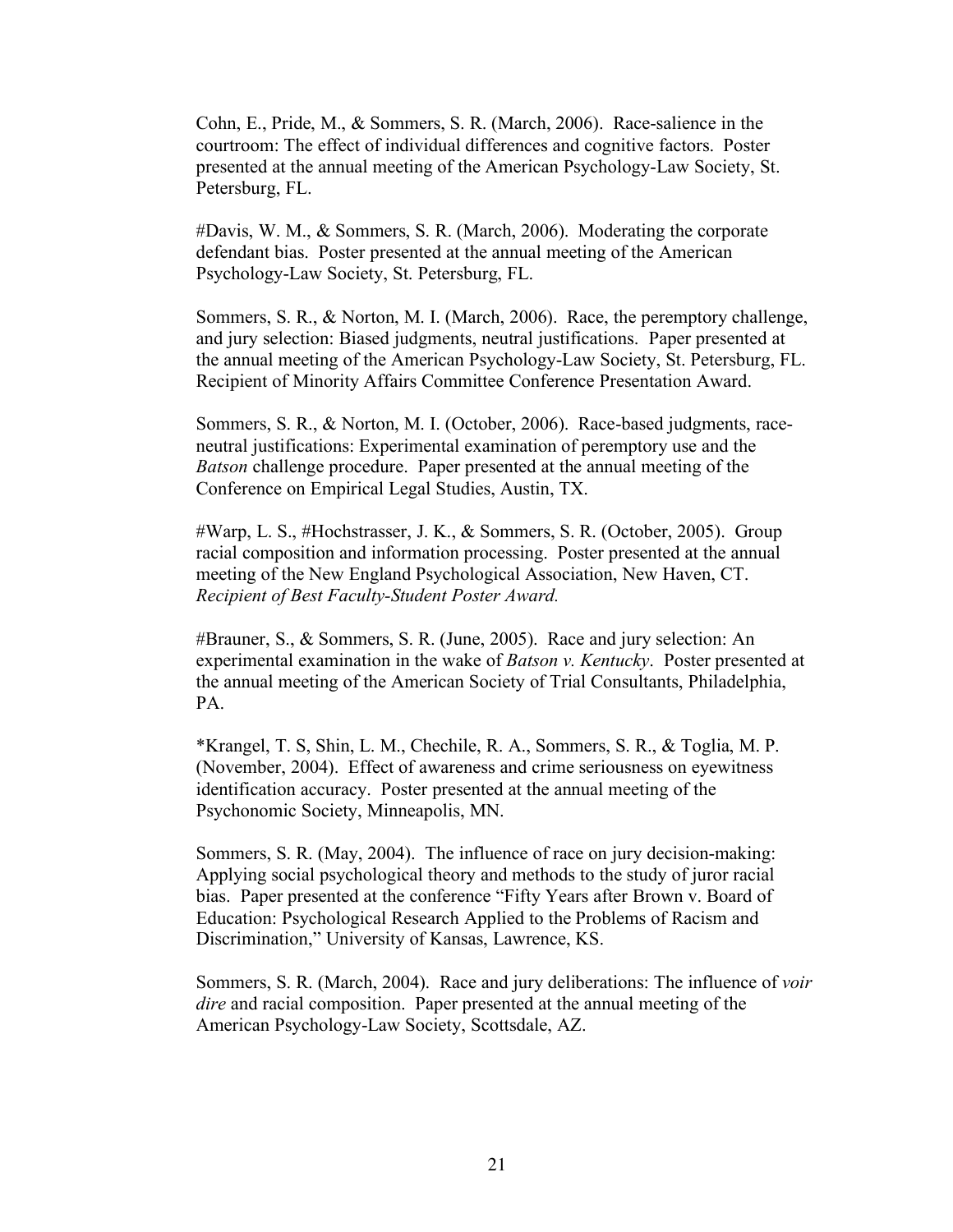Cohn, E., Pride, M., & Sommers, S. R. (March, 2006). Race-salience in the courtroom: The effect of individual differences and cognitive factors. Poster presented at the annual meeting of the American Psychology-Law Society, St. Petersburg, FL.

#Davis, W. M., & Sommers, S. R. (March, 2006). Moderating the corporate defendant bias. Poster presented at the annual meeting of the American Psychology-Law Society, St. Petersburg, FL.

Sommers, S. R., & Norton, M. I. (March, 2006). Race, the peremptory challenge, and jury selection: Biased judgments, neutral justifications. Paper presented at the annual meeting of the American Psychology-Law Society, St. Petersburg, FL. Recipient of Minority Affairs Committee Conference Presentation Award.

Sommers, S. R., & Norton, M. I. (October, 2006). Race-based judgments, race-neutral justifications: Experimental examination of peremptory use and the *Batson* challenge procedure. Paper presented at the annual meeting of the Conference on Empirical Legal Studies, Austin, TX.

#Warp, L. S., #Hochstrasser, J. K., & Sommers, S. R. (October, 2005). Group racial composition and information processing. Poster presented at the annual meeting of the New England Psychological Association, New Haven, CT. *Recipient of Best Faculty-Student Poster Award.*

#Brauner, S., & Sommers, S. R. (June, 2005). Race and jury selection: An experimental examination in the wake of *Batson v. Kentucky*. Poster presented at the annual meeting of the American Society of Trial Consultants, Philadelphia, PA.

*Krangel, T. S, Shin, L. M., Chechile, R. A., Sommers, S. R., & Toglia, M. P. (November, 2004). Effect of awareness and crime seriousness on eyewitness identification accuracy. Poster presented at the annual meeting of the Psychonomic Society, Minneapolis, MN.

Sommers, S. R. (May, 2004). The influence of race on jury decision-making: Applying social psychological theory and methods to the study of juror racial bias. Paper presented at the conference "Fifty Years after Brown v. Board of Education: Psychological Research Applied to the Problems of Racism and Discrimination," University of Kansas, Lawrence, KS.

Sommers, S. R. (March, 2004). Race and jury deliberations: The influence of *voir dire* and racial composition. Paper presented at the annual meeting of the American Psychology-Law Society, Scottsdale, AZ.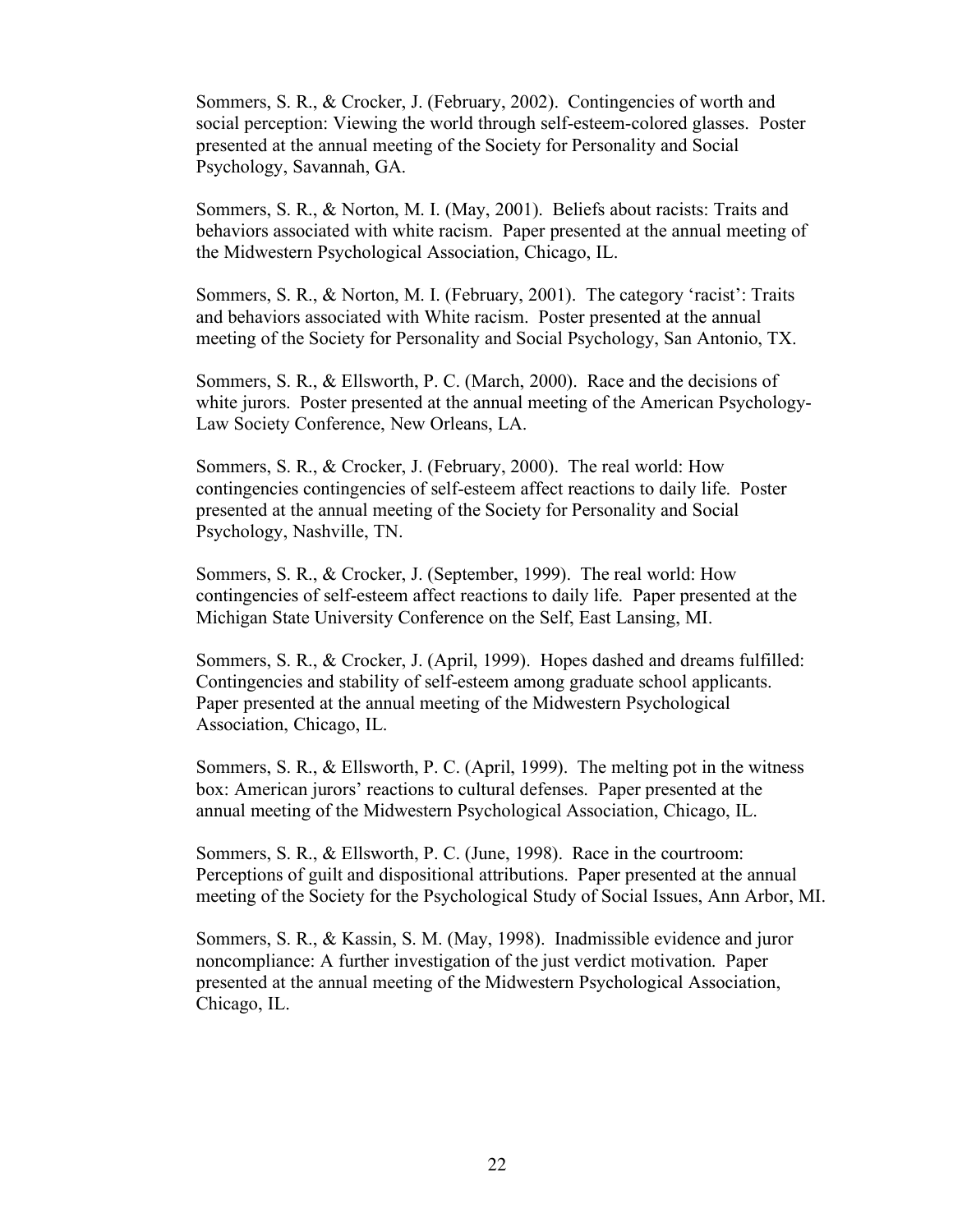Sommers, S. R., & Crocker, J. (February, 2002). Contingencies of worth and social perception: Viewing the world through self-esteem-colored glasses. Poster presented at the annual meeting of the Society for Personality and Social Psychology, Savannah, GA.

Sommers, S. R., & Norton, M. I. (May, 2001). Beliefs about racists: Traits and behaviors associated with white racism. Paper presented at the annual meeting of the Midwestern Psychological Association, Chicago, IL.

Sommers, S. R., & Norton, M. I. (February, 2001). The category 'racist': Traits and behaviors associated with White racism. Poster presented at the annual meeting of the Society for Personality and Social Psychology, San Antonio, TX.

Sommers, S. R., & Ellsworth, P. C. (March, 2000). Race and the decisions of white jurors. Poster presented at the annual meeting of the American Psychology-Law Society Conference, New Orleans, LA.

Sommers, S. R., & Crocker, J. (February, 2000). The real world: How contingencies contingencies of self-esteem affect reactions to daily life. Poster presented at the annual meeting of the Society for Personality and Social Psychology, Nashville, TN.

Sommers, S. R., & Crocker, J. (September, 1999). The real world: How contingencies of self-esteem affect reactions to daily life. Paper presented at the Michigan State University Conference on the Self, East Lansing, MI.

Sommers, S. R., & Crocker, J. (April, 1999). Hopes dashed and dreams fulfilled: Contingencies and stability of self-esteem among graduate school applicants. Paper presented at the annual meeting of the Midwestern Psychological Association, Chicago, IL.

Sommers, S. R., & Ellsworth, P. C. (April, 1999). The melting pot in the witness box: American jurors' reactions to cultural defenses. Paper presented at the annual meeting of the Midwestern Psychological Association, Chicago, IL.

Sommers, S. R., & Ellsworth, P. C. (June, 1998). Race in the courtroom: Perceptions of guilt and dispositional attributions. Paper presented at the annual meeting of the Society for the Psychological Study of Social Issues, Ann Arbor, MI.

Sommers, S. R., & Kassin, S. M. (May, 1998). Inadmissible evidence and juror noncompliance: A further investigation of the just verdict motivation. Paper presented at the annual meeting of the Midwestern Psychological Association, Chicago, IL.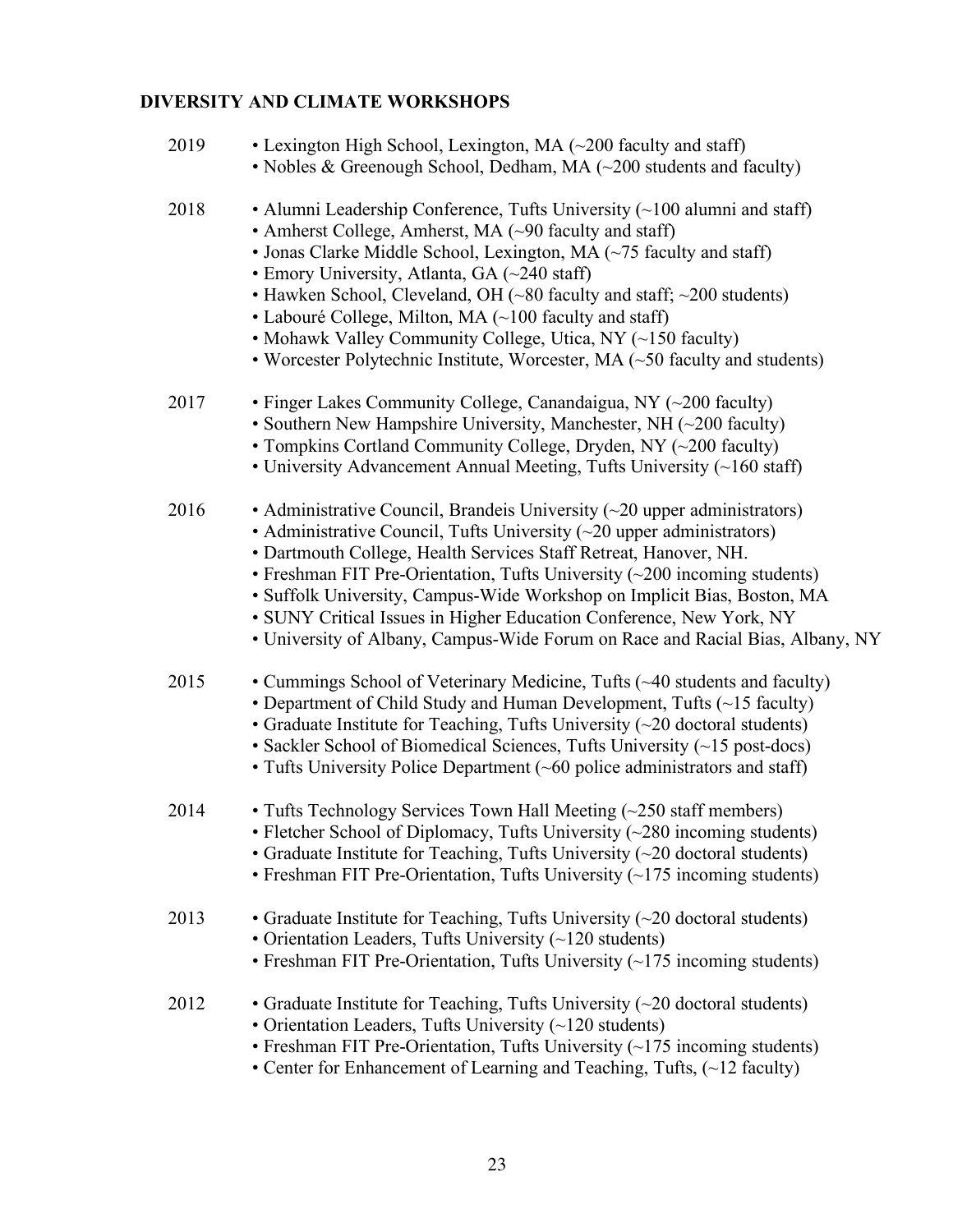## DIVERSITY AND CLIMATE WORKSHOPS

**2019**
- Lexington High School, Lexington, MA (~200 faculty and staff)
- Nobles & Greenough School, Dedham, MA (~200 students and faculty)

**2018**
- Alumni Leadership Conference, Tufts University (~100 alumni and staff)
- Amherst College, Amherst, MA (~90 faculty and staff)
- Jonas Clarke Middle School, Lexington, MA (~75 faculty and staff)
- Emory University, Atlanta, GA (~240 staff)
- Hawken School, Cleveland, OH (~80 faculty and staff; ~200 students)
- Labouré College, Milton, MA (~100 faculty and staff)
- Mohawk Valley Community College, Utica, NY (~150 faculty)
- Worcester Polytechnic Institute, Worcester, MA (~50 faculty and students)

**2017**
- Finger Lakes Community College, Canandaigua, NY (~200 faculty)
- Southern New Hampshire University, Manchester, NH (~200 faculty)
- Tompkins Cortland Community College, Dryden, NY (~200 faculty)
- University Advancement Annual Meeting, Tufts University (~160 staff)

**2016**
- Administrative Council, Brandeis University (~20 upper administrators)
- Administrative Council, Tufts University (~20 upper administrators)
- Dartmouth College, Health Services Staff Retreat, Hanover, NH.
- Freshman FIT Pre-Orientation, Tufts University (~200 incoming students)
- Suffolk University, Campus-Wide Workshop on Implicit Bias, Boston, MA
- SUNY Critical Issues in Higher Education Conference, New York, NY
- University of Albany, Campus-Wide Forum on Race and Racial Bias, Albany, NY

**2015**
- Cummings School of Veterinary Medicine, Tufts (~40 students and faculty)
- Department of Child Study and Human Development, Tufts (~15 faculty)
- Graduate Institute for Teaching, Tufts University (~20 doctoral students)
- Sackler School of Biomedical Sciences, Tufts University (~15 post-docs)
- Tufts University Police Department (~60 police administrators and staff)

**2014**
- Tufts Technology Services Town Hall Meeting (~250 staff members)
- Fletcher School of Diplomacy, Tufts University (~280 incoming students)
- Graduate Institute for Teaching, Tufts University (~20 doctoral students)
- Freshman FIT Pre-Orientation, Tufts University (~175 incoming students)

**2013**
- Graduate Institute for Teaching, Tufts University (~20 doctoral students)
- Orientation Leaders, Tufts University (~120 students)
- Freshman FIT Pre-Orientation, Tufts University (~175 incoming students)

**2012**
- Graduate Institute for Teaching, Tufts University (~20 doctoral students)
- Orientation Leaders, Tufts University (~120 students)
- Freshman FIT Pre-Orientation, Tufts University (~175 incoming students)
- Center for Enhancement of Learning and Teaching, Tufts, (~12 faculty)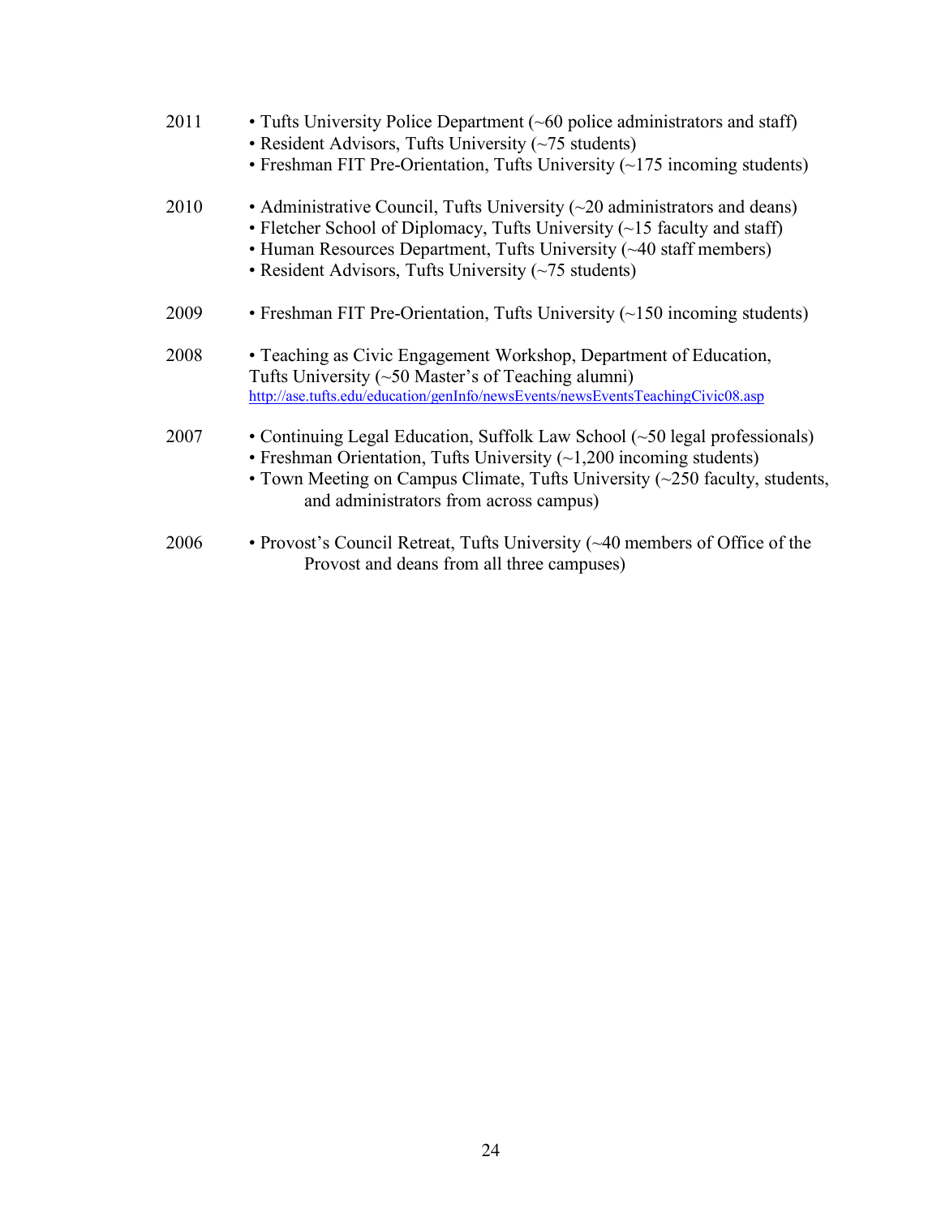2011 • Tufts University Police Department (~60 police administrators and staff)
• Resident Advisors, Tufts University (~75 students)
• Freshman FIT Pre-Orientation, Tufts University (~175 incoming students)

2010 • Administrative Council, Tufts University (~20 administrators and deans)
• Fletcher School of Diplomacy, Tufts University (~15 faculty and staff)
• Human Resources Department, Tufts University (~40 staff members)
• Resident Advisors, Tufts University (~75 students)

2009 • Freshman FIT Pre-Orientation, Tufts University (~150 incoming students)

2008 • Teaching as Civic Engagement Workshop, Department of Education, Tufts University (~50 Master's of Teaching alumni)
http://ase.tufts.edu/education/genInfo/newsEvents/newsEventsTeachingCivic08.asp

2007 • Continuing Legal Education, Suffolk Law School (~50 legal professionals)
• Freshman Orientation, Tufts University (~1,200 incoming students)
• Town Meeting on Campus Climate, Tufts University (~250 faculty, students, and administrators from across campus)

2006 • Provost's Council Retreat, Tufts University (~40 members of Office of the Provost and deans from all three campuses)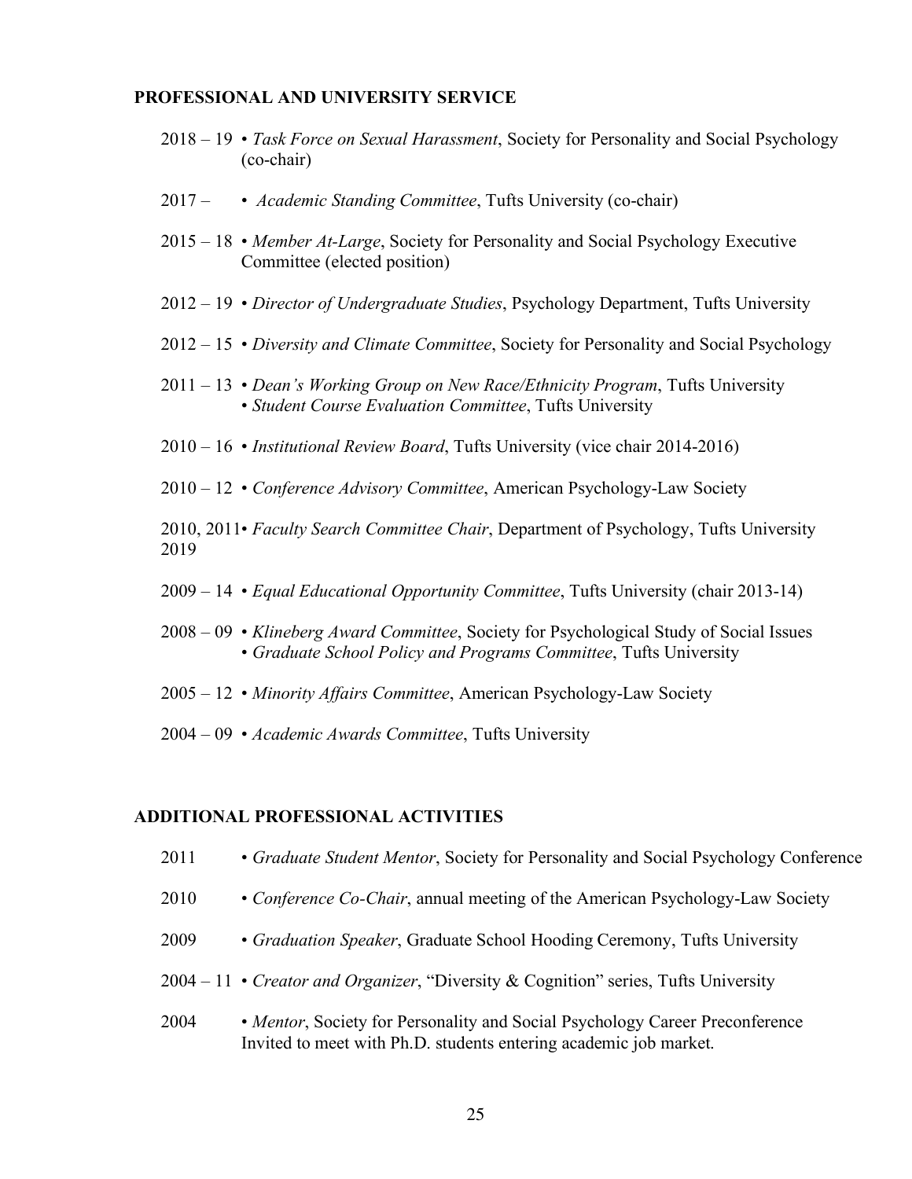## PROFESSIONAL AND UNIVERSITY SERVICE

2018 – 19 • *Task Force on Sexual Harassment*, Society for Personality and Social Psychology (co-chair)

2017 – • *Academic Standing Committee*, Tufts University (co-chair)

2015 – 18 • *Member At-Large*, Society for Personality and Social Psychology Executive Committee (elected position)

2012 – 19 • *Director of Undergraduate Studies*, Psychology Department, Tufts University

2012 – 15 • *Diversity and Climate Committee*, Society for Personality and Social Psychology

2011 – 13 • *Dean's Working Group on New Race/Ethnicity Program*, Tufts University
• *Student Course Evaluation Committee*, Tufts University

2010 – 16 • *Institutional Review Board*, Tufts University (vice chair 2014-2016)

2010 – 12 • *Conference Advisory Committee*, American Psychology-Law Society

2010, 2011, 2019 • *Faculty Search Committee Chair*, Department of Psychology, Tufts University

2009 – 14 • *Equal Educational Opportunity Committee*, Tufts University (chair 2013-14)

2008 – 09 • *Klineberg Award Committee*, Society for Psychological Study of Social Issues
• *Graduate School Policy and Programs Committee*, Tufts University

2005 – 12 • *Minority Affairs Committee*, American Psychology-Law Society

2004 – 09 • *Academic Awards Committee*, Tufts University

## ADDITIONAL PROFESSIONAL ACTIVITIES

2011 • *Graduate Student Mentor*, Society for Personality and Social Psychology Conference

2010 • *Conference Co-Chair*, annual meeting of the American Psychology-Law Society

2009 • *Graduation Speaker*, Graduate School Hooding Ceremony, Tufts University

2004 – 11 • *Creator and Organizer*, "Diversity & Cognition" series, Tufts University

2004 • *Mentor*, Society for Personality and Social Psychology Career Preconference
Invited to meet with Ph.D. students entering academic job market.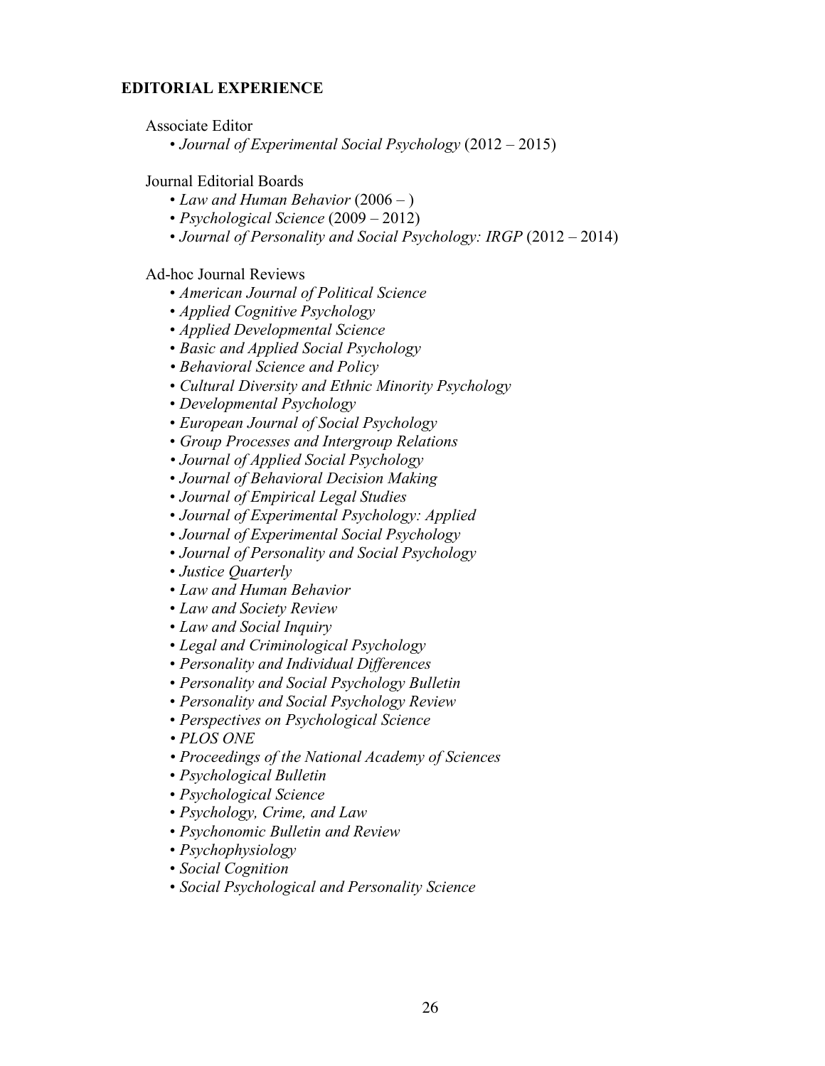## EDITORIAL EXPERIENCE

Associate Editor

- *Journal of Experimental Social Psychology* (2012 – 2015)

Journal Editorial Boards

- *Law and Human Behavior* (2006 – )
- *Psychological Science* (2009 – 2012)
- *Journal of Personality and Social Psychology: IRGP* (2012 – 2014)

Ad-hoc Journal Reviews

- *American Journal of Political Science*
- *Applied Cognitive Psychology*
- *Applied Developmental Science*
- *Basic and Applied Social Psychology*
- *Behavioral Science and Policy*
- *Cultural Diversity and Ethnic Minority Psychology*
- *Developmental Psychology*
- *European Journal of Social Psychology*
- *Group Processes and Intergroup Relations*
- *Journal of Applied Social Psychology*
- *Journal of Behavioral Decision Making*
- *Journal of Empirical Legal Studies*
- *Journal of Experimental Psychology: Applied*
- *Journal of Experimental Social Psychology*
- *Journal of Personality and Social Psychology*
- *Justice Quarterly*
- *Law and Human Behavior*
- *Law and Society Review*
- *Law and Social Inquiry*
- *Legal and Criminological Psychology*
- *Personality and Individual Differences*
- *Personality and Social Psychology Bulletin*
- *Personality and Social Psychology Review*
- *Perspectives on Psychological Science*
- *PLOS ONE*
- *Proceedings of the National Academy of Sciences*
- *Psychological Bulletin*
- *Psychological Science*
- *Psychology, Crime, and Law*
- *Psychonomic Bulletin and Review*
- *Psychophysiology*
- *Social Cognition*
- *Social Psychological and Personality Science*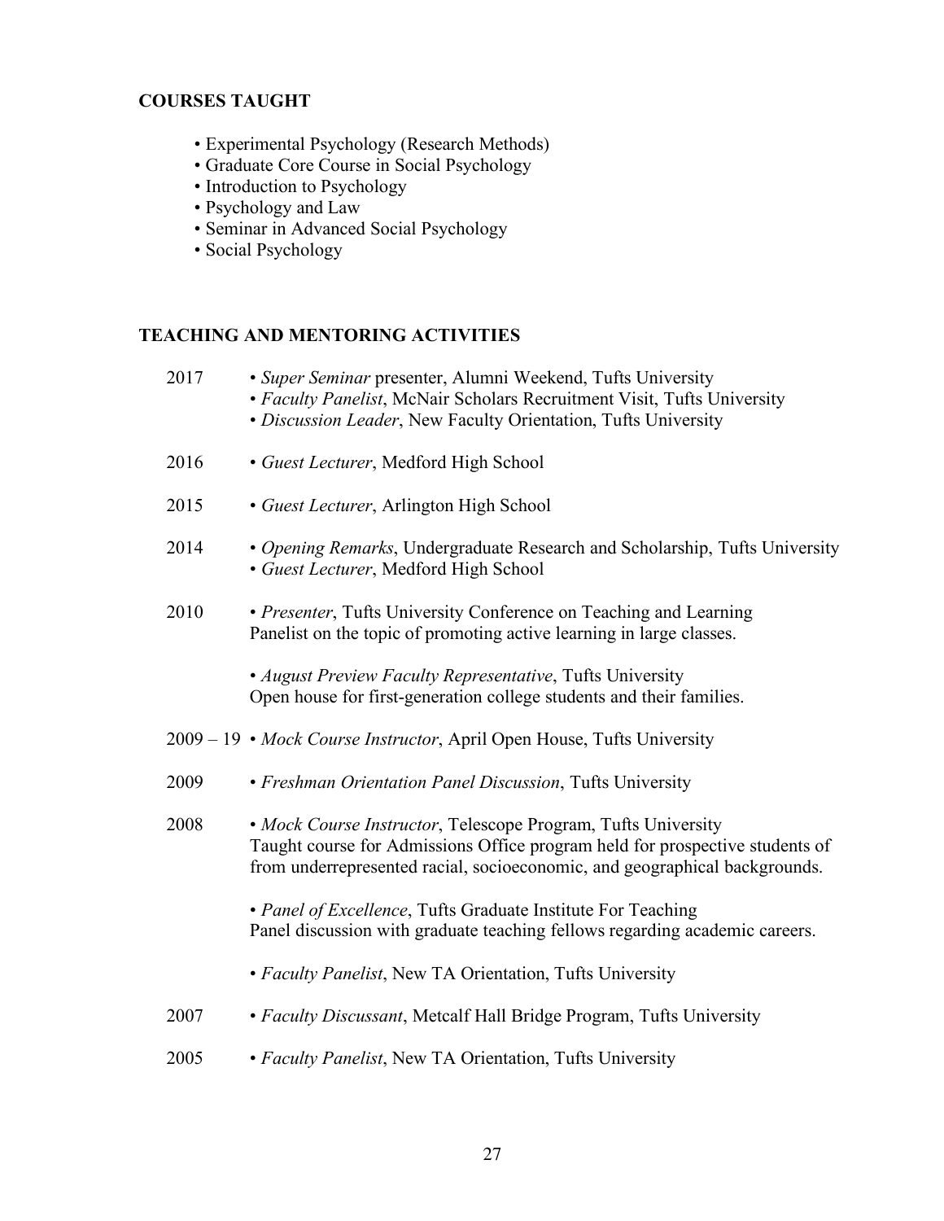## COURSES TAUGHT

- Experimental Psychology (Research Methods)
- Graduate Core Course in Social Psychology
- Introduction to Psychology
- Psychology and Law
- Seminar in Advanced Social Psychology
- Social Psychology

## TEACHING AND MENTORING ACTIVITIES

2017
- *Super Seminar* presenter, Alumni Weekend, Tufts University
- *Faculty Panelist*, McNair Scholars Recruitment Visit, Tufts University
- *Discussion Leader*, New Faculty Orientation, Tufts University

2016
- *Guest Lecturer*, Medford High School

2015
- *Guest Lecturer*, Arlington High School

2014
- *Opening Remarks*, Undergraduate Research and Scholarship, Tufts University
- *Guest Lecturer*, Medford High School

2010
- *Presenter*, Tufts University Conference on Teaching and Learning
  Panelist on the topic of promoting active learning in large classes.

- *August Preview Faculty Representative*, Tufts University
  Open house for first-generation college students and their families.

2009 – 19
- *Mock Course Instructor*, April Open House, Tufts University

2009
- *Freshman Orientation Panel Discussion*, Tufts University

2008
- *Mock Course Instructor*, Telescope Program, Tufts University
  Taught course for Admissions Office program held for prospective students of from underrepresented racial, socioeconomic, and geographical backgrounds.

- *Panel of Excellence*, Tufts Graduate Institute For Teaching
  Panel discussion with graduate teaching fellows regarding academic careers.

- *Faculty Panelist*, New TA Orientation, Tufts University

2007
- *Faculty Discussant*, Metcalf Hall Bridge Program, Tufts University

2005
- *Faculty Panelist*, New TA Orientation, Tufts University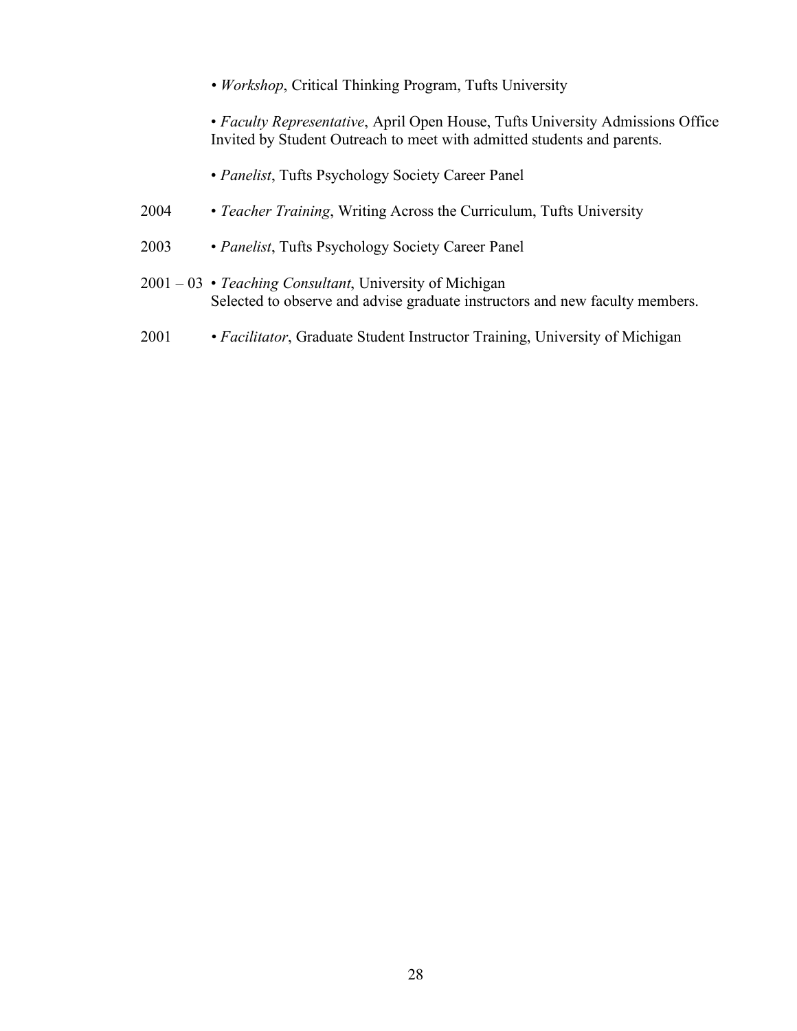• *Workshop*, Critical Thinking Program, Tufts University

• *Faculty Representative*, April Open House, Tufts University Admissions Office
Invited by Student Outreach to meet with admitted students and parents.

• *Panelist*, Tufts Psychology Society Career Panel

2004 • *Teacher Training*, Writing Across the Curriculum, Tufts University

2003 • *Panelist*, Tufts Psychology Society Career Panel

2001 – 03 • *Teaching Consultant*, University of Michigan
Selected to observe and advise graduate instructors and new faculty members.

2001 • *Facilitator*, Graduate Student Instructor Training, University of Michigan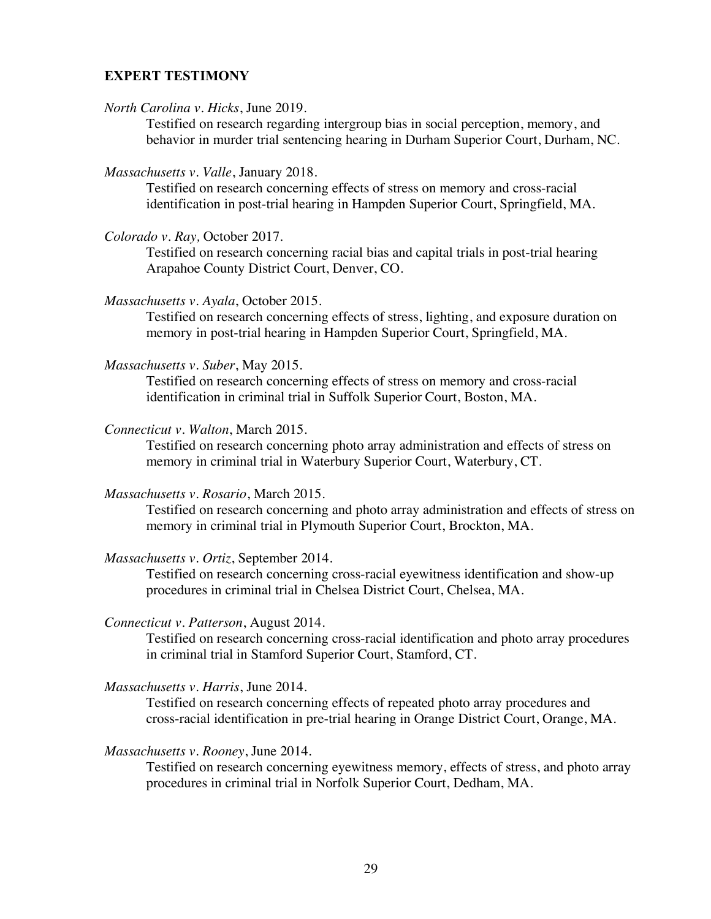### EXPERT TESTIMONY

*North Carolina v. Hicks*, June 2019.
Testified on research regarding intergroup bias in social perception, memory, and behavior in murder trial sentencing hearing in Durham Superior Court, Durham, NC.

*Massachusetts v. Valle*, January 2018.
Testified on research concerning effects of stress on memory and cross-racial identification in post-trial hearing in Hampden Superior Court, Springfield, MA.

*Colorado v. Ray,* October 2017.
Testified on research concerning racial bias and capital trials in post-trial hearing Arapahoe County District Court, Denver, CO.

*Massachusetts v. Ayala*, October 2015.
Testified on research concerning effects of stress, lighting, and exposure duration on memory in post-trial hearing in Hampden Superior Court, Springfield, MA.

*Massachusetts v. Suber*, May 2015.
Testified on research concerning effects of stress on memory and cross-racial identification in criminal trial in Suffolk Superior Court, Boston, MA.

*Connecticut v. Walton*, March 2015.
Testified on research concerning photo array administration and effects of stress on memory in criminal trial in Waterbury Superior Court, Waterbury, CT.

*Massachusetts v. Rosario*, March 2015.
Testified on research concerning and photo array administration and effects of stress on memory in criminal trial in Plymouth Superior Court, Brockton, MA.

*Massachusetts v. Ortiz*, September 2014.
Testified on research concerning cross-racial eyewitness identification and show-up procedures in criminal trial in Chelsea District Court, Chelsea, MA.

*Connecticut v. Patterson*, August 2014.
Testified on research concerning cross-racial identification and photo array procedures in criminal trial in Stamford Superior Court, Stamford, CT.

*Massachusetts v. Harris*, June 2014.
Testified on research concerning effects of repeated photo array procedures and cross-racial identification in pre-trial hearing in Orange District Court, Orange, MA.

*Massachusetts v. Rooney*, June 2014.
Testified on research concerning eyewitness memory, effects of stress, and photo array procedures in criminal trial in Norfolk Superior Court, Dedham, MA.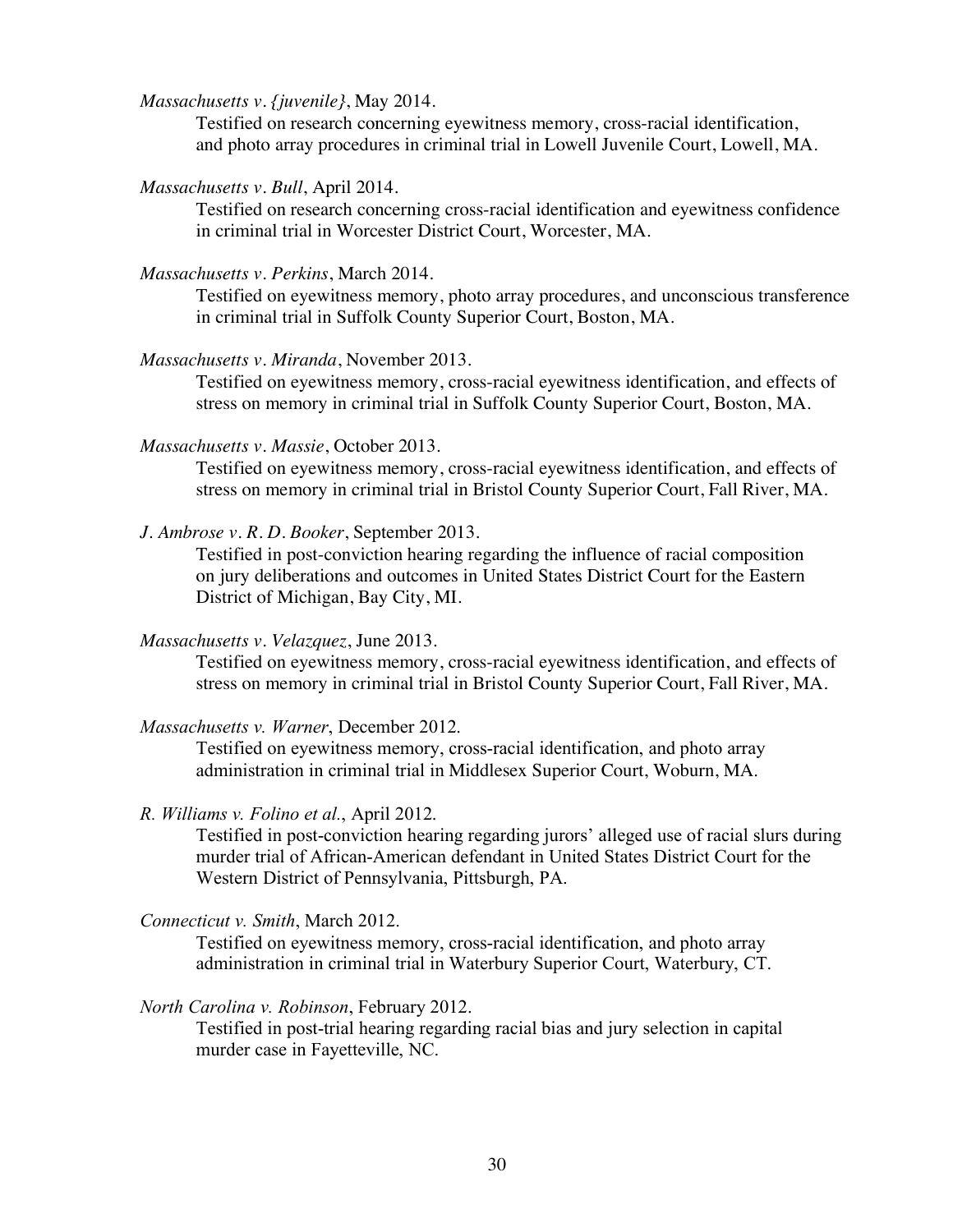*Massachusetts v. {juvenile}*, May 2014.

Testified on research concerning eyewitness memory, cross-racial identification, and photo array procedures in criminal trial in Lowell Juvenile Court, Lowell, MA.

*Massachusetts v. Bull*, April 2014.

Testified on research concerning cross-racial identification and eyewitness confidence in criminal trial in Worcester District Court, Worcester, MA.

*Massachusetts v. Perkins*, March 2014.

Testified on eyewitness memory, photo array procedures, and unconscious transference in criminal trial in Suffolk County Superior Court, Boston, MA.

*Massachusetts v. Miranda*, November 2013.

Testified on eyewitness memory, cross-racial eyewitness identification, and effects of stress on memory in criminal trial in Suffolk County Superior Court, Boston, MA.

*Massachusetts v. Massie*, October 2013.

Testified on eyewitness memory, cross-racial eyewitness identification, and effects of stress on memory in criminal trial in Bristol County Superior Court, Fall River, MA.

*J. Ambrose v. R. D. Booker*, September 2013.

Testified in post-conviction hearing regarding the influence of racial composition on jury deliberations and outcomes in United States District Court for the Eastern District of Michigan, Bay City, MI.

*Massachusetts v. Velazquez*, June 2013.

Testified on eyewitness memory, cross-racial eyewitness identification, and effects of stress on memory in criminal trial in Bristol County Superior Court, Fall River, MA.

*Massachusetts v. Warner*, December 2012.

Testified on eyewitness memory, cross-racial identification, and photo array administration in criminal trial in Middlesex Superior Court, Woburn, MA.

*R. Williams v. Folino et al.*, April 2012.

Testified in post-conviction hearing regarding jurors' alleged use of racial slurs during murder trial of African-American defendant in United States District Court for the Western District of Pennsylvania, Pittsburgh, PA.

*Connecticut v. Smith*, March 2012.

Testified on eyewitness memory, cross-racial identification, and photo array administration in criminal trial in Waterbury Superior Court, Waterbury, CT.

*North Carolina v. Robinson*, February 2012.

Testified in post-trial hearing regarding racial bias and jury selection in capital murder case in Fayetteville, NC.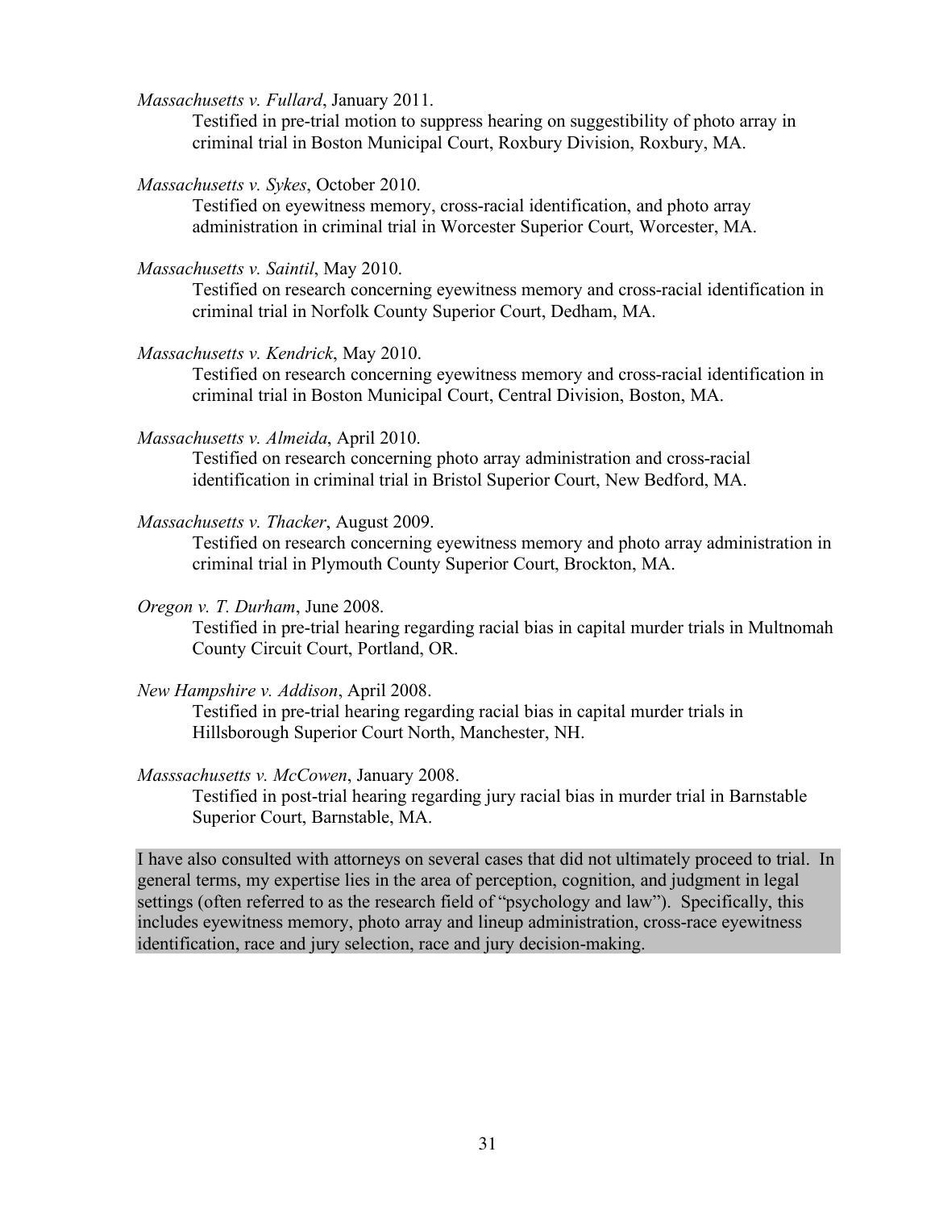*Massachusetts v. Fullard*, January 2011.

Testified in pre-trial motion to suppress hearing on suggestibility of photo array in criminal trial in Boston Municipal Court, Roxbury Division, Roxbury, MA.

*Massachusetts v. Sykes*, October 2010.

Testified on eyewitness memory, cross-racial identification, and photo array administration in criminal trial in Worcester Superior Court, Worcester, MA.

*Massachusetts v. Saintil*, May 2010.

Testified on research concerning eyewitness memory and cross-racial identification in criminal trial in Norfolk County Superior Court, Dedham, MA.

*Massachusetts v. Kendrick*, May 2010.

Testified on research concerning eyewitness memory and cross-racial identification in criminal trial in Boston Municipal Court, Central Division, Boston, MA.

*Massachusetts v. Almeida*, April 2010.

Testified on research concerning photo array administration and cross-racial identification in criminal trial in Bristol Superior Court, New Bedford, MA.

*Massachusetts v. Thacker*, August 2009.

Testified on research concerning eyewitness memory and photo array administration in criminal trial in Plymouth County Superior Court, Brockton, MA.

*Oregon v. T. Durham*, June 2008.

Testified in pre-trial hearing regarding racial bias in capital murder trials in Multnomah County Circuit Court, Portland, OR.

*New Hampshire v. Addison*, April 2008.

Testified in pre-trial hearing regarding racial bias in capital murder trials in Hillsborough Superior Court North, Manchester, NH.

*Masssachusetts v. McCowen*, January 2008.

Testified in post-trial hearing regarding jury racial bias in murder trial in Barnstable Superior Court, Barnstable, MA.

I have also consulted with attorneys on several cases that did not ultimately proceed to trial. In general terms, my expertise lies in the area of perception, cognition, and judgment in legal settings (often referred to as the research field of "psychology and law"). Specifically, this includes eyewitness memory, photo array and lineup administration, cross-race eyewitness identification, race and jury selection, race and jury decision-making.